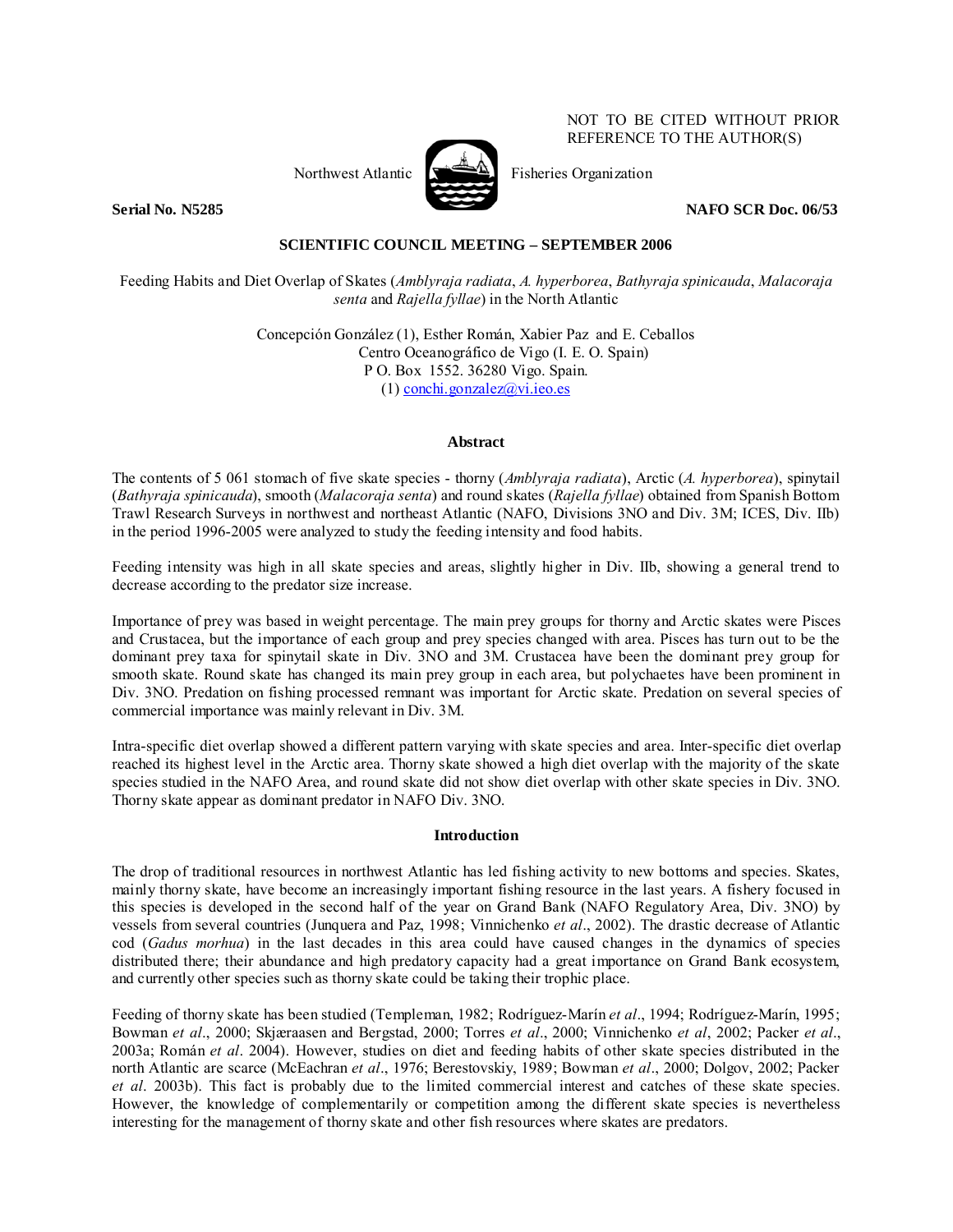NOT TO BE CITED WITHOUT PRIOR REFERENCE TO THE AUTHOR(S)

Northwest Atlantic Fisheries Organization

**Serial No. N5285** **NAFO SCR Doc. 06/53**

**SCIENTIFIC COUNCIL MEETING – SEPTEMBER 2006**

# Feeding Habits and Diet Overlap of Skates (*Amblyraja radiata*, *A. hyperborea*, *Bathyraja spinicauda*, *Malacoraja senta* and *Rajella fyllae*) in the North Atlantic

Concepción González (1), Esther Román, Xabier Paz and E. Ceballos
Centro Oceanográfico de Vigo (I. E. O. Spain)
P O. Box 1552. 36280 Vigo. Spain.
(1) conchi.gonzalez@vi.ieo.es

## Abstract

The contents of 5 061 stomach of five skate species - thorny (*Amblyraja radiata*), Arctic (*A. hyperborea*), spinytail (*Bathyraja spinicauda*), smooth (*Malacoraja senta*) and round skates (*Rajella fyllae*) obtained from Spanish Bottom Trawl Research Surveys in northwest and northeast Atlantic (NAFO, Divisions 3NO and Div. 3M; ICES, Div. IIb) in the period 1996-2005 were analyzed to study the feeding intensity and food habits.

Feeding intensity was high in all skate species and areas, slightly higher in Div. IIb, showing a general trend to decrease according to the predator size increase.

Importance of prey was based in weight percentage. The main prey groups for thorny and Arctic skates were Pisces and Crustacea, but the importance of each group and prey species changed with area. Pisces has turn out to be the dominant prey taxa for spinytail skate in Div. 3NO and 3M. Crustacea have been the dominant prey group for smooth skate. Round skate has changed its main prey group in each area, but polychaetes have been prominent in Div. 3NO. Predation on fishing processed remnant was important for Arctic skate. Predation on several species of commercial importance was mainly relevant in Div. 3M.

Intra-specific diet overlap showed a different pattern varying with skate species and area. Inter-specific diet overlap reached its highest level in the Arctic area. Thorny skate showed a high diet overlap with the majority of the skate species studied in the NAFO Area, and round skate did not show diet overlap with other skate species in Div. 3NO. Thorny skate appear as dominant predator in NAFO Div. 3NO.

## Introduction

The drop of traditional resources in northwest Atlantic has led fishing activity to new bottoms and species. Skates, mainly thorny skate, have become an increasingly important fishing resource in the last years. A fishery focused in this species is developed in the second half of the year on Grand Bank (NAFO Regulatory Area, Div. 3NO) by vessels from several countries (Junquera and Paz, 1998; Vinnichenko *et al*., 2002). The drastic decrease of Atlantic cod (*Gadus morhua*) in the last decades in this area could have caused changes in the dynamics of species distributed there; their abundance and high predatory capacity had a great importance on Grand Bank ecosystem, and currently other species such as thorny skate could be taking their trophic place.

Feeding of thorny skate has been studied (Templeman, 1982; Rodríguez-Marín *et al*., 1994; Rodríguez-Marín, 1995; Bowman *et al*., 2000; Skjæraasen and Bergstad, 2000; Torres *et al*., 2000; Vinnichenko *et al*, 2002; Packer *et al*., 2003a; Román *et al*. 2004). However, studies on diet and feeding habits of other skate species distributed in the north Atlantic are scarce (McEachran *et al*., 1976; Berestovskiy, 1989; Bowman *et al*., 2000; Dolgov, 2002; Packer *et al*. 2003b). This fact is probably due to the limited commercial interest and catches of these skate species. However, the knowledge of complementarily or competition among the different skate species is nevertheless interesting for the management of thorny skate and other fish resources where skates are predators.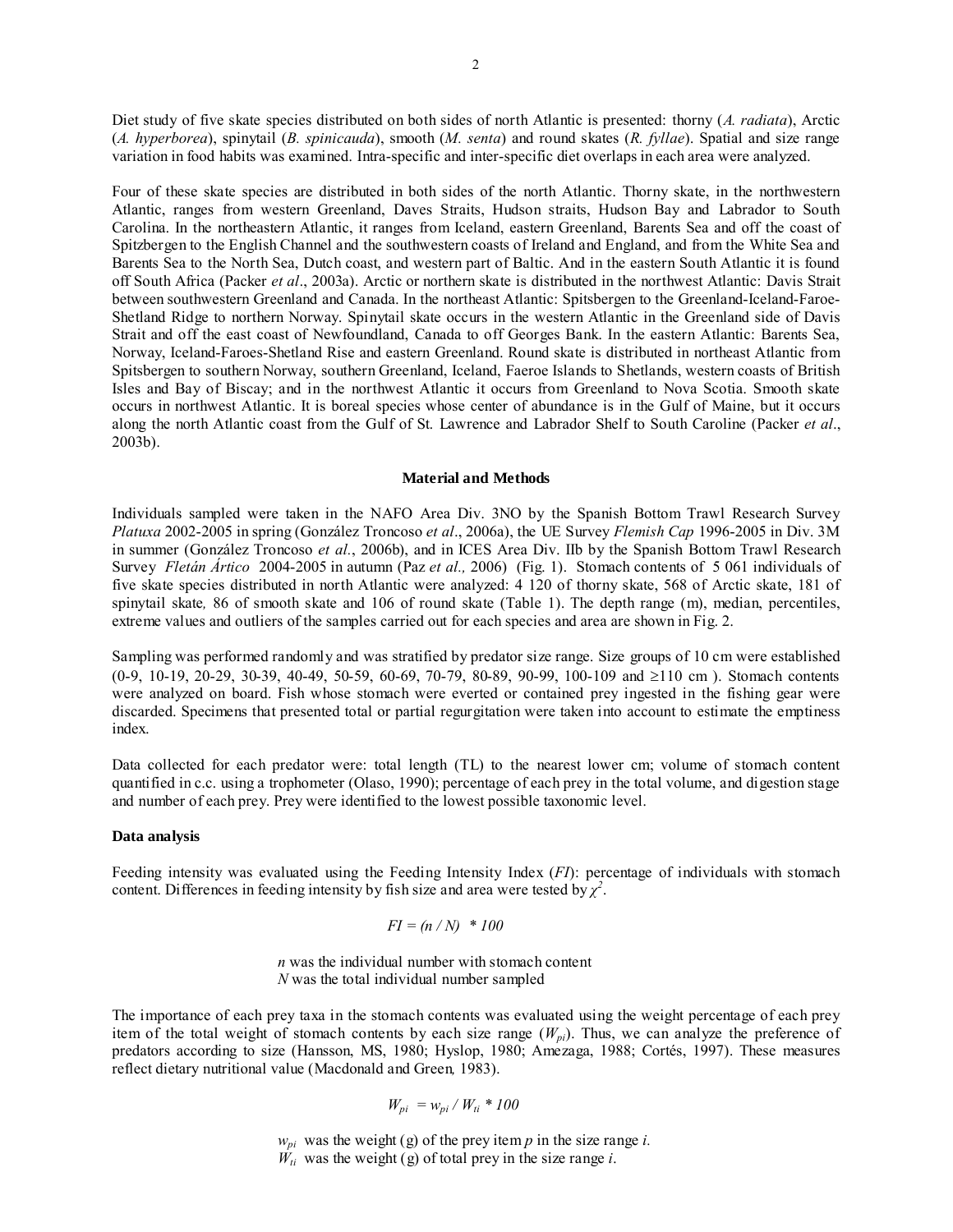Diet study of five skate species distributed on both sides of north Atlantic is presented: thorny (*A. radiata*), Arctic (*A. hyperborea*), spinytail (*B. spinicauda*), smooth (*M. senta*) and round skates (*R. fyllae*). Spatial and size range variation in food habits was examined. Intra-specific and inter-specific diet overlaps in each area were analyzed.

Four of these skate species are distributed in both sides of the north Atlantic. Thorny skate, in the northwestern Atlantic, ranges from western Greenland, Daves Straits, Hudson straits, Hudson Bay and Labrador to South Carolina. In the northeastern Atlantic, it ranges from Iceland, eastern Greenland, Barents Sea and off the coast of Spitzbergen to the English Channel and the southwestern coasts of Ireland and England, and from the White Sea and Barents Sea to the North Sea, Dutch coast, and western part of Baltic. And in the eastern South Atlantic it is found off South Africa (Packer *et al*., 2003a). Arctic or northern skate is distributed in the northwest Atlantic: Davis Strait between southwestern Greenland and Canada. In the northeast Atlantic: Spitsbergen to the Greenland-Iceland-Faroe-Shetland Ridge to northern Norway. Spinytail skate occurs in the western Atlantic in the Greenland side of Davis Strait and off the east coast of Newfoundland, Canada to off Georges Bank. In the eastern Atlantic: Barents Sea, Norway, Iceland-Faroes-Shetland Rise and eastern Greenland. Round skate is distributed in northeast Atlantic from Spitsbergen to southern Norway, southern Greenland, Iceland, Faeroe Islands to Shetlands, western coasts of British Isles and Bay of Biscay; and in the northwest Atlantic it occurs from Greenland to Nova Scotia. Smooth skate occurs in northwest Atlantic. It is boreal species whose center of abundance is in the Gulf of Maine, but it occurs along the north Atlantic coast from the Gulf of St. Lawrence and Labrador Shelf to South Caroline (Packer *et al*., 2003b).

## Material and Methods

Individuals sampled were taken in the NAFO Area Div. 3NO by the Spanish Bottom Trawl Research Survey *Platuxa* 2002-2005 in spring (González Troncoso *et al*., 2006a), the UE Survey *Flemish Cap* 1996-2005 in Div. 3M in summer (González Troncoso *et al.*, 2006b), and in ICES Area Div. IIb by the Spanish Bottom Trawl Research Survey *Fletán Ártico* 2004-2005 in autumn (Paz *et al.,* 2006) (Fig. 1). Stomach contents of 5 061 individuals of five skate species distributed in north Atlantic were analyzed: 4 120 of thorny skate, 568 of Arctic skate, 181 of spinytail skate, 86 of smooth skate and 106 of round skate (Table 1). The depth range (m), median, percentiles, extreme values and outliers of the samples carried out for each species and area are shown in Fig. 2.

Sampling was performed randomly and was stratified by predator size range. Size groups of 10 cm were established (0-9, 10-19, 20-29, 30-39, 40-49, 50-59, 60-69, 70-79, 80-89, 90-99, 100-109 and ≥110 cm ). Stomach contents were analyzed on board. Fish whose stomach were everted or contained prey ingested in the fishing gear were discarded. Specimens that presented total or partial regurgitation were taken into account to estimate the emptiness index.

Data collected for each predator were: total length (TL) to the nearest lower cm; volume of stomach content quantified in c.c. using a trophometer (Olaso, 1990); percentage of each prey in the total volume, and digestion stage and number of each prey. Prey were identified to the lowest possible taxonomic level.

### Data analysis

Feeding intensity was evaluated using the Feeding Intensity Index (*FI*): percentage of individuals with stomach content. Differences in feeding intensity by fish size and area were tested by $\chi^2$.

$$FI = (n / N) * 100$$

$n$ was the individual number with stomach content
$N$ was the total individual number sampled

The importance of each prey taxa in the stomach contents was evaluated using the weight percentage of each prey item of the total weight of stomach contents by each size range ($W_{pi}$). Thus, we can analyze the preference of predators according to size (Hansson, MS, 1980; Hyslop, 1980; Amezaga, 1988; Cortés, 1997). These measures reflect dietary nutritional value (Macdonald and Green, 1983).

$$W_{pi} = w_{pi} / W_{ti} * 100$$

$w_{pi}$ was the weight (g) of the prey item $p$ in the size range $i$.
$W_{ti}$ was the weight (g) of total prey in the size range $i$.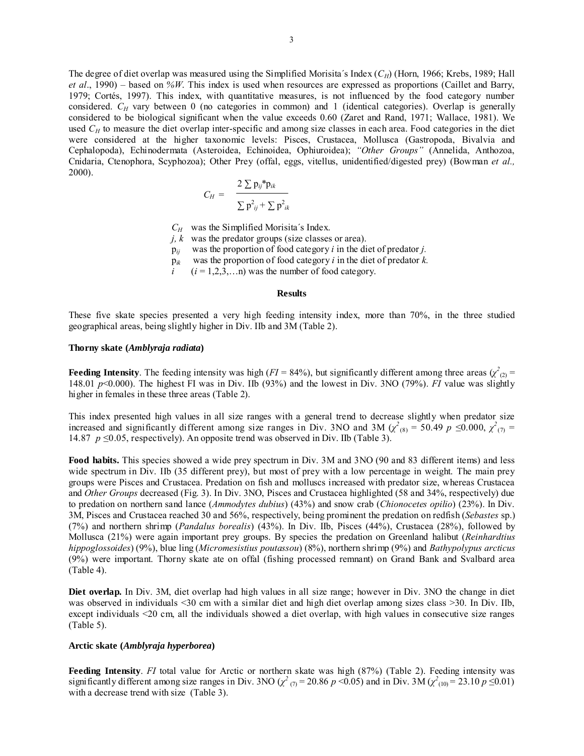The degree of diet overlap was measured using the Simplified Morisita´s Index ($C_H$) (Horn, 1966; Krebs, 1989; Hall *et al*., 1990) – based on *%W*. This index is used when resources are expressed as proportions (Caillet and Barry, 1979; Cortés, 1997). This index, with quantitative measures, is not influenced by the food category number considered. $C_H$ vary between 0 (no categories in common) and 1 (identical categories). Overlap is generally considered to be biological significant when the value exceeds 0.60 (Zaret and Rand, 1971; Wallace, 1981). We used $C_H$ to measure the diet overlap inter-specific and among size classes in each area. Food categories in the diet were considered at the higher taxonomic levels: Pisces, Crustacea, Mollusca (Gastropoda, Bivalvia and Cephalopoda), Echinodermata (Asteroidea, Echinoidea, Ophiuroidea); *"Other Groups"* (Annelida, Anthozoa, Cnidaria, Ctenophora, Scyphozoa); Other Prey (offal, eggs, vitellus, unidentified/digested prey) (Bowman *et al.,* 2000).

$$C_H = \frac{2 \sum p_{ij} * p_{ik}}{\sum p^2_{ij} + \sum p^2_{ik}}$$

$C_H$ was the Simplified Morisita´s Index.
$j, k$ was the predator groups (size classes or area).
$p_{ij}$ was the proportion of food category $i$ in the diet of predator $j$.
$p_{ik}$ was the proportion of food category $i$ in the diet of predator $k$.
$i$ ($i = 1,2,3,\ldots n$) was the number of food category.

## Results

These five skate species presented a very high feeding intensity index, more than 70%, in the three studied geographical areas, being slightly higher in Div. IIb and 3M (Table 2).

### Thorny skate (*Amblyraja radiata*)

**Feeding Intensity**. The feeding intensity was high (*FI* = 84%), but significantly different among three areas ($\chi^2_{(2)}$ = 148.01 $p$<0.000). The highest FI was in Div. IIb (93%) and the lowest in Div. 3NO (79%). *FI* value was slightly higher in females in these three areas (Table 2).

This index presented high values in all size ranges with a general trend to decrease slightly when predator size increased and significantly different among size ranges in Div. 3NO and 3M ($\chi^2_{(8)}$ = 50.49 $p \leq 0.000$, $\chi^2_{(7)}$ = 14.87 $p \leq 0.05$, respectively). An opposite trend was observed in Div. IIb (Table 3).

**Food habits.** This species showed a wide prey spectrum in Div. 3M and 3NO (90 and 83 different items) and less wide spectrum in Div. IIb (35 different prey), but most of prey with a low percentage in weight. The main prey groups were Pisces and Crustacea. Predation on fish and molluscs increased with predator size, whereas Crustacea and *Other Groups* decreased (Fig. 3). In Div. 3NO, Pisces and Crustacea highlighted (58 and 34%, respectively) due to predation on northern sand lance (*Ammodytes dubius*) (43%) and snow crab (*Chionocetes opilio*) (23%). In Div. 3M, Pisces and Crustacea reached 30 and 56%, respectively, being prominent the predation on redfish (*Sebastes* sp.) (7%) and northern shrimp (*Pandalus borealis*) (43%). In Div. IIb, Pisces (44%), Crustacea (28%), followed by Mollusca (21%) were again important prey groups. By species the predation on Greenland halibut (*Reinhardtius hippoglossoides*) (9%), blue ling (*Micromesistius poutassou*) (8%), northern shrimp (9%) and *Bathypolypus arcticus* (9%) were important. Thorny skate ate on offal (fishing processed remnant) on Grand Bank and Svalbard area (Table 4).

**Diet overlap.** In Div. 3M, diet overlap had high values in all size range; however in Div. 3NO the change in diet was observed in individuals <30 cm with a similar diet and high diet overlap among sizes class >30. In Div. IIb, except individuals <20 cm, all the individuals showed a diet overlap, with high values in consecutive size ranges (Table 5).

### Arctic skate (*Amblyraja hyperborea*)

**Feeding Intensity**. *FI* total value for Arctic or northern skate was high (87%) (Table 2). Feeding intensity was significantly different among size ranges in Div. 3NO ($\chi^2_{(7)}$ = 20.86 $p$ <0.05) and in Div. 3M ($\chi^2_{(10)}$ = 23.10 $p \leq 0.01$) with a decrease trend with size (Table 3).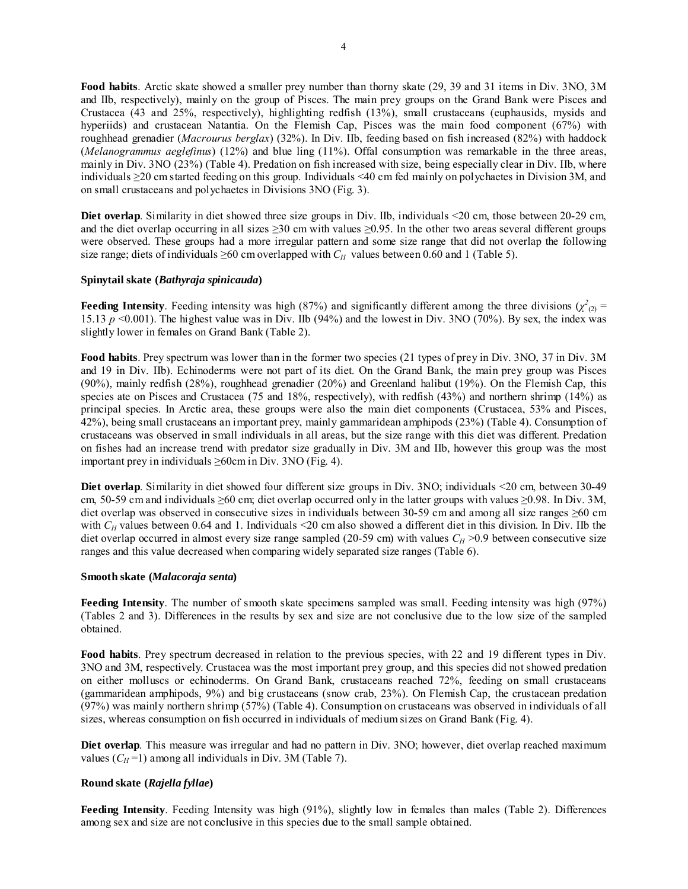**Food habits**. Arctic skate showed a smaller prey number than thorny skate (29, 39 and 31 items in Div. 3NO, 3M and IIb, respectively), mainly on the group of Pisces. The main prey groups on the Grand Bank were Pisces and Crustacea (43 and 25%, respectively), highlighting redfish (13%), small crustaceans (euphausids, mysids and hyperiids) and crustacean Natantia. On the Flemish Cap, Pisces was the main food component (67%) with roughhead grenadier (*Macrourus berglax*) (32%). In Div. IIb, feeding based on fish increased (82%) with haddock (*Melanogrammus aeglefinus*) (12%) and blue ling (11%). Offal consumption was remarkable in the three areas, mainly in Div. 3NO (23%) (Table 4). Predation on fish increased with size, being especially clear in Div. IIb, where individuals ≥20 cm started feeding on this group. Individuals <40 cm fed mainly on polychaetes in Division 3M, and on small crustaceans and polychaetes in Divisions 3NO (Fig. 3).

**Diet overlap**. Similarity in diet showed three size groups in Div. IIb, individuals <20 cm, those between 20-29 cm, and the diet overlap occurring in all sizes ≥30 cm with values ≥0.95. In the other two areas several different groups were observed. These groups had a more irregular pattern and some size range that did not overlap the following size range; diets of individuals ≥60 cm overlapped with $C_H$ values between 0.60 and 1 (Table 5).

### Spinytail skate (*Bathyraja spinicauda*)

**Feeding Intensity**. Feeding intensity was high (87%) and significantly different among the three divisions ($\chi^2_{(2)}$ = 15.13 $p$ <0.001). The highest value was in Div. IIb (94%) and the lowest in Div. 3NO (70%). By sex, the index was slightly lower in females on Grand Bank (Table 2).

**Food habits**. Prey spectrum was lower than in the former two species (21 types of prey in Div. 3NO, 37 in Div. 3M and 19 in Div. IIb). Echinoderms were not part of its diet. On the Grand Bank, the main prey group was Pisces (90%), mainly redfish (28%), roughhead grenadier (20%) and Greenland halibut (19%). On the Flemish Cap, this species ate on Pisces and Crustacea (75 and 18%, respectively), with redfish (43%) and northern shrimp (14%) as principal species. In Arctic area, these groups were also the main diet components (Crustacea, 53% and Pisces, 42%), being small crustaceans an important prey, mainly gammaridean amphipods (23%) (Table 4). Consumption of crustaceans was observed in small individuals in all areas, but the size range with this diet was different. Predation on fishes had an increase trend with predator size gradually in Div. 3M and IIb, however this group was the most important prey in individuals ≥60cm in Div. 3NO (Fig. 4).

**Diet overlap**. Similarity in diet showed four different size groups in Div. 3NO; individuals <20 cm, between 30-49 cm, 50-59 cm and individuals ≥60 cm; diet overlap occurred only in the latter groups with values ≥0.98. In Div. 3M, diet overlap was observed in consecutive sizes in individuals between 30-59 cm and among all size ranges ≥60 cm with $C_H$ values between 0.64 and 1. Individuals <20 cm also showed a different diet in this division. In Div. IIb the diet overlap occurred in almost every size range sampled (20-59 cm) with values $C_H$ >0.9 between consecutive size ranges and this value decreased when comparing widely separated size ranges (Table 6).

### Smooth skate (*Malacoraja senta*)

**Feeding Intensity**. The number of smooth skate specimens sampled was small. Feeding intensity was high (97%) (Tables 2 and 3). Differences in the results by sex and size are not conclusive due to the low size of the sampled obtained.

**Food habits**. Prey spectrum decreased in relation to the previous species, with 22 and 19 different types in Div. 3NO and 3M, respectively. Crustacea was the most important prey group, and this species did not showed predation on either molluscs or echinoderms. On Grand Bank, crustaceans reached 72%, feeding on small crustaceans (gammaridean amphipods, 9%) and big crustaceans (snow crab, 23%). On Flemish Cap, the crustacean predation (97%) was mainly northern shrimp (57%) (Table 4). Consumption on crustaceans was observed in individuals of all sizes, whereas consumption on fish occurred in individuals of medium sizes on Grand Bank (Fig. 4).

**Diet overlap**. This measure was irregular and had no pattern in Div. 3NO; however, diet overlap reached maximum values ($C_H$ =1) among all individuals in Div. 3M (Table 7).

### Round skate (*Rajella fyllae*)

**Feeding Intensity**. Feeding Intensity was high (91%), slightly low in females than males (Table 2). Differences among sex and size are not conclusive in this species due to the small sample obtained.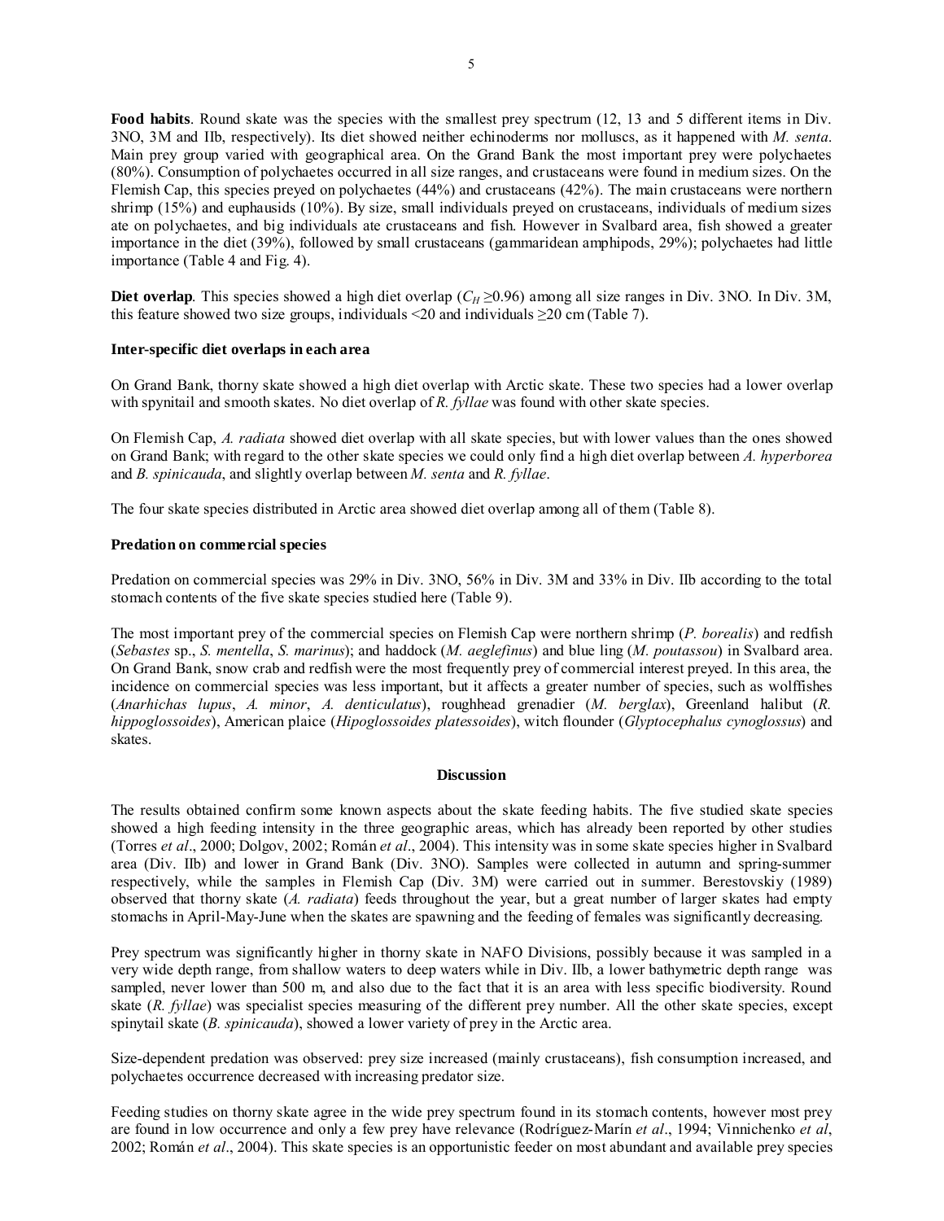**Food habits**. Round skate was the species with the smallest prey spectrum (12, 13 and 5 different items in Div. 3NO, 3M and IIb, respectively). Its diet showed neither echinoderms nor molluscs, as it happened with *M. senta*. Main prey group varied with geographical area. On the Grand Bank the most important prey were polychaetes (80%). Consumption of polychaetes occurred in all size ranges, and crustaceans were found in medium sizes. On the Flemish Cap, this species preyed on polychaetes (44%) and crustaceans (42%). The main crustaceans were northern shrimp (15%) and euphausids (10%). By size, small individuals preyed on crustaceans, individuals of medium sizes ate on polychaetes, and big individuals ate crustaceans and fish. However in Svalbard area, fish showed a greater importance in the diet (39%), followed by small crustaceans (gammaridean amphipods, 29%); polychaetes had little importance (Table 4 and Fig. 4).

**Diet overlap**. This species showed a high diet overlap ($C_H \geq 0.96$) among all size ranges in Div. 3NO. In Div. 3M, this feature showed two size groups, individuals <20 and individuals ≥20 cm (Table 7).

**Inter-specific diet overlaps in each area**

On Grand Bank, thorny skate showed a high diet overlap with Arctic skate. These two species had a lower overlap with spynitail and smooth skates. No diet overlap of *R. fyllae* was found with other skate species.

On Flemish Cap, *A. radiata* showed diet overlap with all skate species, but with lower values than the ones showed on Grand Bank; with regard to the other skate species we could only find a high diet overlap between *A. hyperborea* and *B. spinicauda*, and slightly overlap between *M. senta* and *R. fyllae*.

The four skate species distributed in Arctic area showed diet overlap among all of them (Table 8).

**Predation on commercial species**

Predation on commercial species was 29% in Div. 3NO, 56% in Div. 3M and 33% in Div. IIb according to the total stomach contents of the five skate species studied here (Table 9).

The most important prey of the commercial species on Flemish Cap were northern shrimp (*P. borealis*) and redfish (*Sebastes* sp., *S. mentella*, *S. marinus*); and haddock (*M. aeglefinus*) and blue ling (*M. poutassou*) in Svalbard area. On Grand Bank, snow crab and redfish were the most frequently prey of commercial interest preyed. In this area, the incidence on commercial species was less important, but it affects a greater number of species, such as wolffishes (*Anarhichas lupus*, *A. minor*, *A. denticulatus*), roughhead grenadier (*M. berglax*), Greenland halibut (*R. hippoglossoides*), American plaice (*Hipoglossoides platessoides*), witch flounder (*Glyptocephalus cynoglossus*) and skates.

## Discussion

The results obtained confirm some known aspects about the skate feeding habits. The five studied skate species showed a high feeding intensity in the three geographic areas, which has already been reported by other studies (Torres *et al*., 2000; Dolgov, 2002; Román *et al*., 2004). This intensity was in some skate species higher in Svalbard area (Div. IIb) and lower in Grand Bank (Div. 3NO). Samples were collected in autumn and spring-summer respectively, while the samples in Flemish Cap (Div. 3M) were carried out in summer. Berestovskiy (1989) observed that thorny skate (*A. radiata*) feeds throughout the year, but a great number of larger skates had empty stomachs in April-May-June when the skates are spawning and the feeding of females was significantly decreasing.

Prey spectrum was significantly higher in thorny skate in NAFO Divisions, possibly because it was sampled in a very wide depth range, from shallow waters to deep waters while in Div. IIb, a lower bathymetric depth range was sampled, never lower than 500 m, and also due to the fact that it is an area with less specific biodiversity. Round skate (*R. fyllae*) was specialist species measuring of the different prey number. All the other skate species, except spinytail skate (*B. spinicauda*), showed a lower variety of prey in the Arctic area.

Size-dependent predation was observed: prey size increased (mainly crustaceans), fish consumption increased, and polychaetes occurrence decreased with increasing predator size.

Feeding studies on thorny skate agree in the wide prey spectrum found in its stomach contents, however most prey are found in low occurrence and only a few prey have relevance (Rodríguez-Marín *et al*., 1994; Vinnichenko *et al*, 2002; Román *et al*., 2004). This skate species is an opportunistic feeder on most abundant and available prey species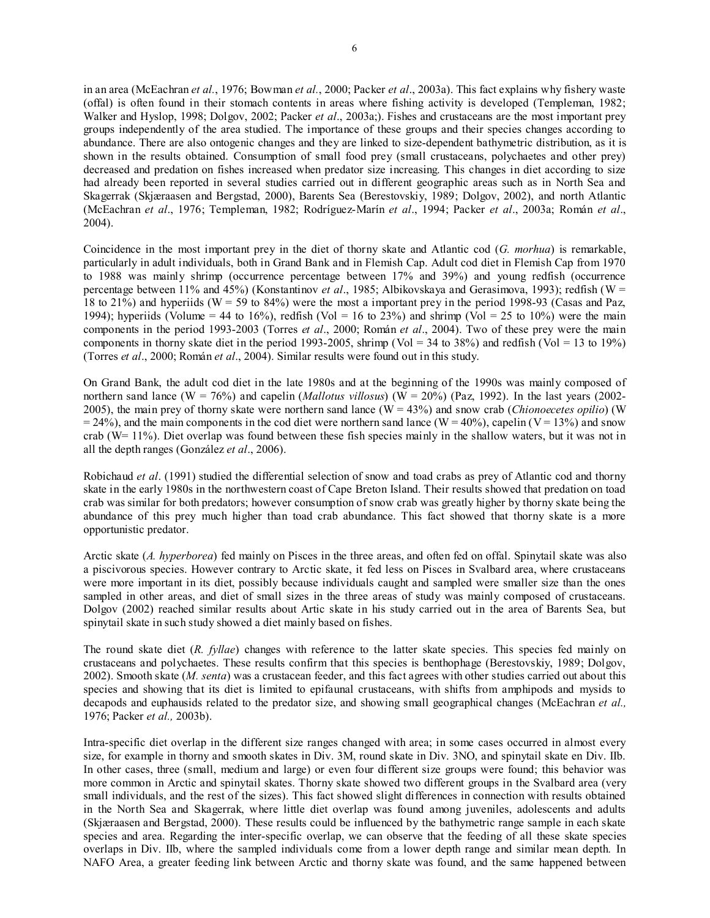in an area (McEachran *et al.*, 1976; Bowman *et al.*, 2000; Packer *et al*., 2003a). This fact explains why fishery waste (offal) is often found in their stomach contents in areas where fishing activity is developed (Templeman, 1982; Walker and Hyslop, 1998; Dolgov, 2002; Packer *et al*., 2003a;). Fishes and crustaceans are the most important prey groups independently of the area studied. The importance of these groups and their species changes according to abundance. There are also ontogenic changes and they are linked to size-dependent bathymetric distribution, as it is shown in the results obtained. Consumption of small food prey (small crustaceans, polychaetes and other prey) decreased and predation on fishes increased when predator size increasing. This changes in diet according to size had already been reported in several studies carried out in different geographic areas such as in North Sea and Skagerrak (Skjæraasen and Bergstad, 2000), Barents Sea (Berestovskiy, 1989; Dolgov, 2002), and north Atlantic (McEachran *et al*., 1976; Templeman, 1982; Rodríguez-Marín *et al*., 1994; Packer *et al*., 2003a; Román *et al*., 2004).

Coincidence in the most important prey in the diet of thorny skate and Atlantic cod (*G. morhua*) is remarkable, particularly in adult individuals, both in Grand Bank and in Flemish Cap. Adult cod diet in Flemish Cap from 1970 to 1988 was mainly shrimp (occurrence percentage between 17% and 39%) and young redfish (occurrence percentage between 11% and 45%) (Konstantinov *et al*., 1985; Albikovskaya and Gerasimova, 1993); redfish (W = 18 to 21%) and hyperiids (W = 59 to 84%) were the most a important prey in the period 1998-93 (Casas and Paz, 1994); hyperiids (Volume = 44 to 16%), redfish (Vol = 16 to 23%) and shrimp (Vol = 25 to 10%) were the main components in the period 1993-2003 (Torres *et al*., 2000; Román *et al*., 2004). Two of these prey were the main components in thorny skate diet in the period 1993-2005, shrimp (Vol = 34 to 38%) and redfish (Vol = 13 to 19%) (Torres *et al*., 2000; Román *et al*., 2004). Similar results were found out in this study.

On Grand Bank, the adult cod diet in the late 1980s and at the beginning of the 1990s was mainly composed of northern sand lance (W = 76%) and capelin (*Mallotus villosus*) (W = 20%) (Paz, 1992). In the last years (2002-2005), the main prey of thorny skate were northern sand lance (W = 43%) and snow crab (*Chionoecetes opilio*) (W = 24%), and the main components in the cod diet were northern sand lance (W = 40%), capelin (V = 13%) and snow crab (W= 11%). Diet overlap was found between these fish species mainly in the shallow waters, but it was not in all the depth ranges (González *et al*., 2006).

Robichaud *et al*. (1991) studied the differential selection of snow and toad crabs as prey of Atlantic cod and thorny skate in the early 1980s in the northwestern coast of Cape Breton Island. Their results showed that predation on toad crab was similar for both predators; however consumption of snow crab was greatly higher by thorny skate being the abundance of this prey much higher than toad crab abundance. This fact showed that thorny skate is a more opportunistic predator.

Arctic skate (*A. hyperborea*) fed mainly on Pisces in the three areas, and often fed on offal. Spinytail skate was also a piscivorous species. However contrary to Arctic skate, it fed less on Pisces in Svalbard area, where crustaceans were more important in its diet, possibly because individuals caught and sampled were smaller size than the ones sampled in other areas, and diet of small sizes in the three areas of study was mainly composed of crustaceans. Dolgov (2002) reached similar results about Artic skate in his study carried out in the area of Barents Sea, but spinytail skate in such study showed a diet mainly based on fishes.

The round skate diet (*R. fyllae*) changes with reference to the latter skate species. This species fed mainly on crustaceans and polychaetes. These results confirm that this species is benthophage (Berestovskiy, 1989; Dolgov, 2002). Smooth skate (*M. senta*) was a crustacean feeder, and this fact agrees with other studies carried out about this species and showing that its diet is limited to epifaunal crustaceans, with shifts from amphipods and mysids to decapods and euphausids related to the predator size, and showing small geographical changes (McEachran *et al.,* 1976; Packer *et al.,* 2003b).

Intra-specific diet overlap in the different size ranges changed with area; in some cases occurred in almost every size, for example in thorny and smooth skates in Div. 3M, round skate in Div. 3NO, and spinytail skate en Div. IIb. In other cases, three (small, medium and large) or even four different size groups were found; this behavior was more common in Arctic and spinytail skates. Thorny skate showed two different groups in the Svalbard area (very small individuals, and the rest of the sizes). This fact showed slight differences in connection with results obtained in the North Sea and Skagerrak, where little diet overlap was found among juveniles, adolescents and adults (Skjæraasen and Bergstad, 2000). These results could be influenced by the bathymetric range sample in each skate species and area. Regarding the inter-specific overlap, we can observe that the feeding of all these skate species overlaps in Div. IIb, where the sampled individuals come from a lower depth range and similar mean depth. In NAFO Area, a greater feeding link between Arctic and thorny skate was found, and the same happened between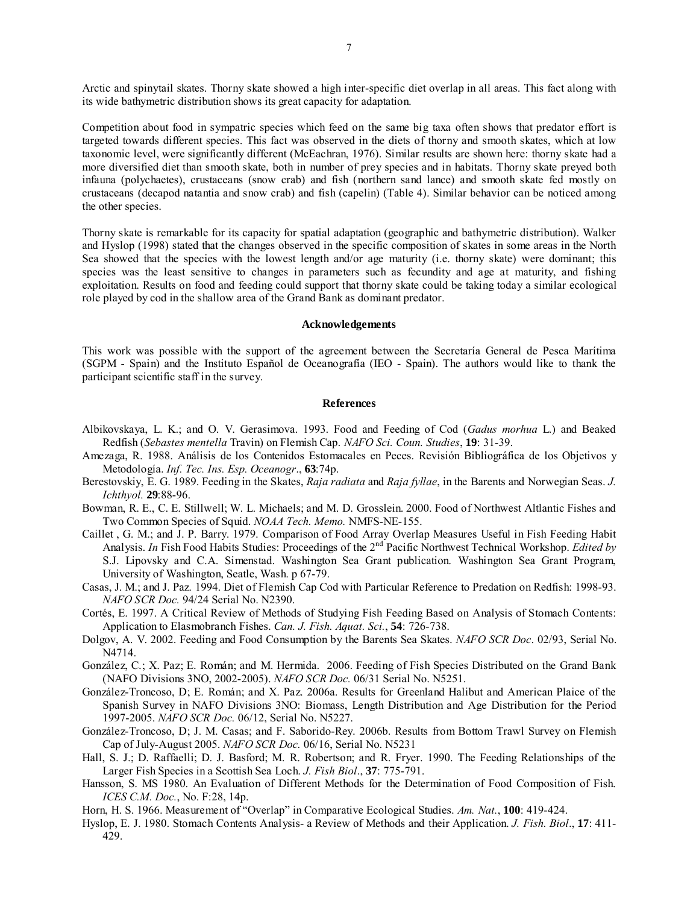Arctic and spinytail skates. Thorny skate showed a high inter-specific diet overlap in all areas. This fact along with its wide bathymetric distribution shows its great capacity for adaptation.

Competition about food in sympatric species which feed on the same big taxa often shows that predator effort is targeted towards different species. This fact was observed in the diets of thorny and smooth skates, which at low taxonomic level, were significantly different (McEachran, 1976). Similar results are shown here: thorny skate had a more diversified diet than smooth skate, both in number of prey species and in habitats. Thorny skate preyed both infauna (polychaetes), crustaceans (snow crab) and fish (northern sand lance) and smooth skate fed mostly on crustaceans (decapod natantia and snow crab) and fish (capelin) (Table 4). Similar behavior can be noticed among the other species.

Thorny skate is remarkable for its capacity for spatial adaptation (geographic and bathymetric distribution). Walker and Hyslop (1998) stated that the changes observed in the specific composition of skates in some areas in the North Sea showed that the species with the lowest length and/or age maturity (i.e. thorny skate) were dominant; this species was the least sensitive to changes in parameters such as fecundity and age at maturity, and fishing exploitation. Results on food and feeding could support that thorny skate could be taking today a similar ecological role played by cod in the shallow area of the Grand Bank as dominant predator.

## Acknowledgements

This work was possible with the support of the agreement between the Secretaría General de Pesca Marítima (SGPM - Spain) and the Instituto Español de Oceanografía (IEO - Spain). The authors would like to thank the participant scientific staff in the survey.

## References

Albikovskaya, L. K.; and O. V. Gerasimova. 1993. Food and Feeding of Cod (*Gadus morhua* L.) and Beaked Redfish (*Sebastes mentella* Travin) on Flemish Cap. *NAFO Sci. Coun. Studies*, **19**: 31-39.

Amezaga, R. 1988. Análisis de los Contenidos Estomacales en Peces. Revisión Bibliográfica de los Objetivos y Metodología. *Inf. Tec. Ins. Esp. Oceanogr*., **63**:74p.

Berestovskiy, E. G. 1989. Feeding in the Skates, *Raja radiata* and *Raja fyllae*, in the Barents and Norwegian Seas. *J. Ichthyol.* **29**:88-96.

Bowman, R. E., C. E. Stillwell; W. L. Michaels; and M. D. Grosslein. 2000. Food of Northwest Altlantic Fishes and Two Common Species of Squid. *NOAA Tech. Memo.* NMFS-NE-155.

Caillet , G. M.; and J. P. Barry. 1979. Comparison of Food Array Overlap Measures Useful in Fish Feeding Habit Analysis. *In* Fish Food Habits Studies: Proceedings of the 2nd Pacific Northwest Technical Workshop. *Edited by* S.J. Lipovsky and C.A. Simenstad. Washington Sea Grant publication. Washington Sea Grant Program, University of Washington, Seatle, Wash. p 67-79.

Casas, J. M.; and J. Paz. 1994. Diet of Flemish Cap Cod with Particular Reference to Predation on Redfish: 1998-93. *NAFO SCR Doc.* 94/24 Serial No. N2390.

Cortés, E. 1997. A Critical Review of Methods of Studying Fish Feeding Based on Analysis of Stomach Contents: Application to Elasmobranch Fishes. *Can. J. Fish. Aquat. Sci.*, **54**: 726-738.

Dolgov, A. V. 2002. Feeding and Food Consumption by the Barents Sea Skates. *NAFO SCR Doc*. 02/93, Serial No. N4714.

González, C.; X. Paz; E. Román; and M. Hermida. 2006. Feeding of Fish Species Distributed on the Grand Bank (NAFO Divisions 3NO, 2002-2005). *NAFO SCR Doc.* 06/31 Serial No. N5251.

González-Troncoso, D; E. Román; and X. Paz. 2006a. Results for Greenland Halibut and American Plaice of the Spanish Survey in NAFO Divisions 3NO: Biomass, Length Distribution and Age Distribution for the Period 1997-2005. *NAFO SCR Doc.* 06/12, Serial No. N5227.

González-Troncoso, D; J. M. Casas; and F. Saborido-Rey. 2006b. Results from Bottom Trawl Survey on Flemish Cap of July-August 2005. *NAFO SCR Doc.* 06/16, Serial No. N5231

Hall, S. J.; D. Raffaelli; D. J. Basford; M. R. Robertson; and R. Fryer. 1990. The Feeding Relationships of the Larger Fish Species in a Scottish Sea Loch. *J. Fish Biol*., **37**: 775-791.

Hansson, S. MS 1980. An Evaluation of Different Methods for the Determination of Food Composition of Fish. *ICES C.M. Doc.*, No. F:28, 14p.

Horn, H. S. 1966. Measurement of "Overlap" in Comparative Ecological Studies. *Am. Nat.*, **100**: 419-424.

Hyslop, E. J. 1980. Stomach Contents Analysis- a Review of Methods and their Application. *J. Fish. Biol*., **17**: 411-429.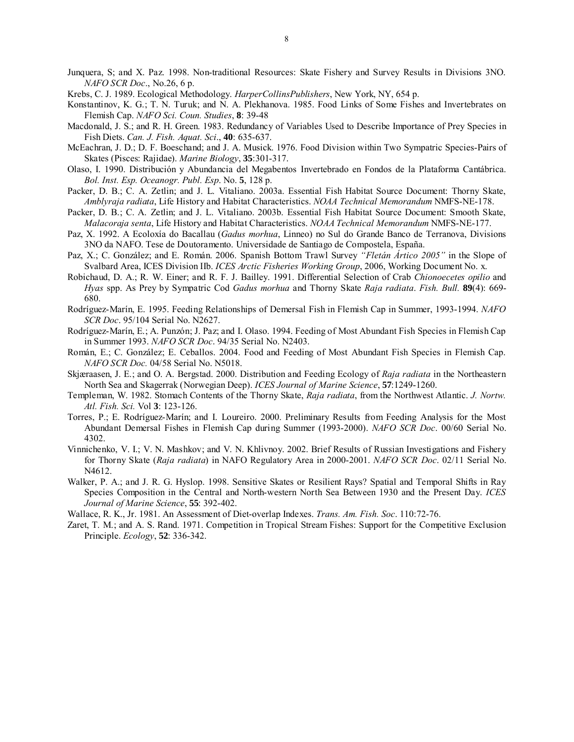Junquera, S; and X. Paz. 1998. Non-traditional Resources: Skate Fishery and Survey Results in Divisions 3NO. *NAFO SCR Doc*., No.26, 6 p.

Krebs, C. J. 1989. Ecological Methodology. *HarperCollinsPublishers*, New York, NY, 654 p.

Konstantinov, K. G.; T. N. Turuk; and N. A. Plekhanova. 1985. Food Links of Some Fishes and Invertebrates on Flemish Cap. *NAFO Sci. Coun. Studies*, **8**: 39-48

Macdonald, J. S.; and R. H. Green. 1983. Redundancy of Variables Used to Describe Importance of Prey Species in Fish Diets. *Can. J. Fish. Aquat. Sci*., **40**: 635-637.

McEachran, J. D.; D. F. Boeschand; and J. A. Musick. 1976. Food Division within Two Sympatric Species-Pairs of Skates (Pisces: Rajidae). *Marine Biology*, **35**:301-317.

Olaso, I. 1990. Distribución y Abundancia del Megabentos Invertebrado en Fondos de la Plataforma Cantábrica. *Bol. Inst. Esp. Oceanogr. Publ. Esp*. No. **5**, 128 p.

Packer, D. B.; C. A. Zetlin; and J. L. Vitaliano. 2003a. Essential Fish Habitat Source Document: Thorny Skate, *Amblyraja radiata*, Life History and Habitat Characteristics. *NOAA Technical Memorandum* NMFS-NE-178.

Packer, D. B.; C. A. Zetlin; and J. L. Vitaliano. 2003b. Essential Fish Habitat Source Document: Smooth Skate, *Malacoraja senta*, Life History and Habitat Characteristics. *NOAA Technical Memorandum* NMFS-NE-177.

Paz, X. 1992. A Ecoloxía do Bacallau (*Gadus morhua*, Linneo) no Sul do Grande Banco de Terranova, Divisions 3NO da NAFO. Tese de Doutoramento. Universidade de Santiago de Compostela, España.

Paz, X.; C. González; and E. Román. 2006. Spanish Bottom Trawl Survey *"Fletán Ártico 2005"* in the Slope of Svalbard Area, ICES Division IIb. *ICES Arctic Fisheries Working Group*, 2006, Working Document No. x.

Robichaud, D. A.; R. W. Einer; and R. F. J. Bailley. 1991. Differential Selection of Crab *Chionoecetes opilio* and *Hyas* spp. As Prey by Sympatric Cod *Gadus morhua* and Thorny Skate *Raja radiata*. *Fish. Bull.* **89**(4): 669-680.

Rodríguez-Marín, E. 1995. Feeding Relationships of Demersal Fish in Flemish Cap in Summer, 1993-1994. *NAFO SCR Doc*. 95/104 Serial No. N2627.

Rodríguez-Marín, E.; A. Punzón; J. Paz; and I. Olaso. 1994. Feeding of Most Abundant Fish Species in Flemish Cap in Summer 1993. *NAFO SCR Doc*. 94/35 Serial No. N2403.

Román, E.; C. González; E. Ceballos. 2004. Food and Feeding of Most Abundant Fish Species in Flemish Cap. *NAFO SCR Doc.* 04/58 Serial No. N5018.

Skjæraasen, J. E.; and O. A. Bergstad. 2000. Distribution and Feeding Ecology of *Raja radiata* in the Northeastern North Sea and Skagerrak (Norwegian Deep). *ICES Journal of Marine Science*, **57**:1249-1260.

Templeman, W. 1982. Stomach Contents of the Thorny Skate, *Raja radiata*, from the Northwest Atlantic. *J. Nortw. Atl. Fish. Sci.* Vol **3**: 123-126.

Torres, P.; E. Rodríguez-Marín; and I. Loureiro. 2000. Preliminary Results from Feeding Analysis for the Most Abundant Demersal Fishes in Flemish Cap during Summer (1993-2000). *NAFO SCR Doc*. 00/60 Serial No. 4302.

Vinnichenko, V. I.; V. N. Mashkov; and V. N. Khlivnoy. 2002. Brief Results of Russian Investigations and Fishery for Thorny Skate (*Raja radiata*) in NAFO Regulatory Area in 2000-2001. *NAFO SCR Doc*. 02/11 Serial No. N4612.

Walker, P. A.; and J. R. G. Hyslop. 1998. Sensitive Skates or Resilient Rays? Spatial and Temporal Shifts in Ray Species Composition in the Central and North-western North Sea Between 1930 and the Present Day. *ICES Journal of Marine Science*, **55**: 392-402.

Wallace, R. K., Jr. 1981. An Assessment of Diet-overlap Indexes. *Trans. Am. Fish. Soc*. 110:72-76.

Zaret, T. M.; and A. S. Rand. 1971. Competition in Tropical Stream Fishes: Support for the Competitive Exclusion Principle. *Ecology*, **52**: 336-342.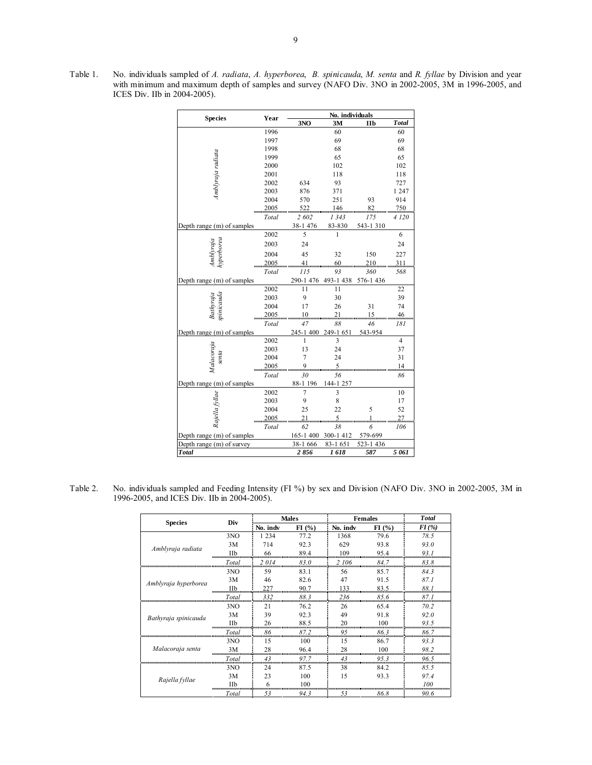Table 1. No. individuals sampled of *A. radiata*, *A. hyperborea*, *B. spinicauda*, *M. senta* and *R. fyllae* by Division and year with minimum and maximum depth of samples and survey (NAFO Div. 3NO in 2002-2005, 3M in 1996-2005, and ICES Div. IIb in 2004-2005).

| Species | Year | No. individuals | | | |
|---|---|---|---|---|---|
| | | 3NO | 3M | IIb | *Total* |
| *Amblyraja radiata* | 1996 | | 60 | | 60 |
| | 1997 | | 69 | | 69 |
| | 1998 | | 68 | | 68 |
| | 1999 | | 65 | | 65 |
| | 2000 | | 102 | | 102 |
| | 2001 | | 118 | | 118 |
| | 2002 | 634 | 93 | | 727 |
| | 2003 | 876 | 371 | | 1 247 |
| | 2004 | 570 | 251 | 93 | 914 |
| | 2005 | 522 | 146 | 82 | 750 |
| | *Total* | *2 602* | *1 343* | *175* | *4 120* |
| Depth range (m) of samples | | 38-1 476 | 83-830 | 543-1 310 | |
| *Amblyraja hyperborea* | 2002 | 5 | 1 | | 6 |
| | 2003 | 24 | | | 24 |
| | 2004 | 45 | 32 | 150 | 227 |
| | 2005 | 41 | 60 | 210 | 311 |
| | *Total* | *115* | *93* | *360* | *568* |
| Depth range (m) of samples | | 290-1 476 | 493-1 438 | 576-1 436 | |
| *Bathyraja spinicauda* | 2002 | 11 | 11 | | 22 |
| | 2003 | 9 | 30 | | 39 |
| | 2004 | 17 | 26 | 31 | 74 |
| | 2005 | 10 | 21 | 15 | 46 |
| | *Total* | *47* | *88* | *46* | *181* |
| Depth range (m) of samples | | 245-1 400 | 249-1 651 | 543-954 | |
| *Malacoraja senta* | 2002 | 1 | 3 | | 4 |
| | 2003 | 13 | 24 | | 37 |
| | 2004 | 7 | 24 | | 31 |
| | 2005 | 9 | 5 | | 14 |
| | *Total* | *30* | *56* | | *86* |
| Depth range (m) of samples | | 88-1 196 | 144-1 257 | | |
| *Rajella fyllae* | 2002 | 7 | 3 | | 10 |
| | 2003 | 9 | 8 | | 17 |
| | 2004 | 25 | 22 | 5 | 52 |
| | 2005 | 21 | 5 | 1 | 27 |
| | *Total* | *62* | *38* | *6* | *106* |
| Depth range (m) of samples | | 165-1 400 | 300-1 412 | 579-699 | |
| Depth range (m) of survey | | 38-1 666 | 83-1 651 | 523-1 436 | |
| ***Total*** | | **2 856** | **1 618** | **587** | **5 061** |

Table 2. No. individuals sampled and Feeding Intensity (FI %) by sex and Division (NAFO Div. 3NO in 2002-2005, 3M in 1996-2005, and ICES Div. IIb in 2004-2005).

| Species | Div | Males | | Females | | *Total* |
|---|---|---|---|---|---|---|
| | | No. indv | FI (%) | No. indv | FI (%) | *FI (%)* |
| *Amblyraja radiata* | 3NO | 1 234 | 77.2 | 1368 | 79.6 | *78.5* |
| | 3M | 714 | 92.3 | 629 | 93.8 | *93.0* |
| | IIb | 66 | 89.4 | 109 | 95.4 | *93.1* |
| | *Total* | *2 014* | *83.0* | *2 106* | *84.7* | *83.8* |
| *Amblyraja hyperborea* | 3NO | 59 | 83.1 | 56 | 85.7 | *84.3* |
| | 3M | 46 | 82.6 | 47 | 91.5 | *87.1* |
| | IIb | 227 | 90.7 | 133 | 83.5 | *88.1* |
| | *Total* | *332* | *88.3* | *236* | *85.6* | *87.1* |
| *Bathyraja spinicauda* | 3NO | 21 | 76.2 | 26 | 65.4 | *70.2* |
| | 3M | 39 | 92.3 | 49 | 91.8 | *92.0* |
| | IIb | 26 | 88.5 | 20 | 100 | *93.5* |
| | *Total* | *86* | *87.2* | *95* | *86.3* | *86.7* |
| *Malacoraja senta* | 3NO | 15 | 100 | 15 | 86.7 | *93.3* |
| | 3M | 28 | 96.4 | 28 | 100 | *98.2* |
| | *Total* | *43* | *97.7* | *43* | *95.3* | *96.5* |
| *Rajella fyllae* | 3NO | 24 | 87.5 | 38 | 84.2 | *85.5* |
| | 3M | 23 | 100 | 15 | 93.3 | *97.4* |
| | IIb | 6 | 100 | | | *100* |
| | *Total* | *53* | *94.3* | *53* | *86.8* | *90.6* |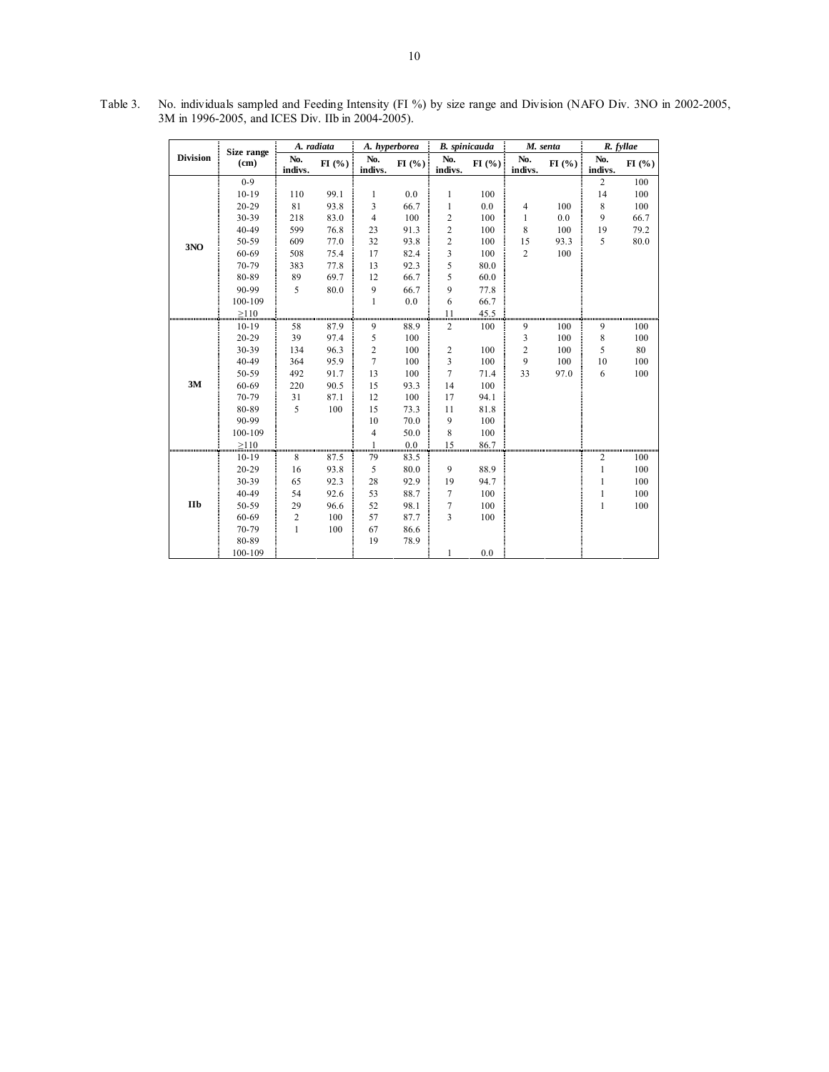Table 3. No. individuals sampled and Feeding Intensity (FI %) by size range and Division (NAFO Div. 3NO in 2002-2005, 3M in 1996-2005, and ICES Div. IIb in 2004-2005).

| Division | Size range (cm) | *A. radiata* | | *A. hyperborea* | | *B. spinicauda* | | *M. senta* | | *R. fyllae* | |
|---|---|---|---|---|---|---|---|---|---|---|---|
| | | No. indivs. | FI (%) | No. indivs. | FI (%) | No. indivs. | FI (%) | No. indivs. | FI (%) | No. indivs. | FI (%) |
| **3NO** | 0-9 | | | | | | | | | 2 | 100 |
| | 10-19 | 110 | 99.1 | 1 | 0.0 | 1 | 100 | | | 14 | 100 |
| | 20-29 | 81 | 93.8 | 3 | 66.7 | 1 | 0.0 | 4 | 100 | 8 | 100 |
| | 30-39 | 218 | 83.0 | 4 | 100 | 2 | 100 | 1 | 0.0 | 9 | 66.7 |
| | 40-49 | 599 | 76.8 | 23 | 91.3 | 2 | 100 | 8 | 100 | 19 | 79.2 |
| | 50-59 | 609 | 77.0 | 32 | 93.8 | 2 | 100 | 15 | 93.3 | 5 | 80.0 |
| | 60-69 | 508 | 75.4 | 17 | 82.4 | 3 | 100 | 2 | 100 | | |
| | 70-79 | 383 | 77.8 | 13 | 92.3 | 5 | 80.0 | | | | |
| | 80-89 | 89 | 69.7 | 12 | 66.7 | 5 | 60.0 | | | | |
| | 90-99 | 5 | 80.0 | 9 | 66.7 | 9 | 77.8 | | | | |
| | 100-109 | | | 1 | 0.0 | 6 | 66.7 | | | | |
| | ≥110 | | | | | 11 | 45.5 | | | | |
| **3M** | 10-19 | 58 | 87.9 | 9 | 88.9 | 2 | 100 | 9 | 100 | 9 | 100 |
| | 20-29 | 39 | 97.4 | 5 | 100 | | | 3 | 100 | 8 | 100 |
| | 30-39 | 134 | 96.3 | 2 | 100 | 2 | 100 | 2 | 100 | 5 | 80 |
| | 40-49 | 364 | 95.9 | 7 | 100 | 3 | 100 | 9 | 100 | 10 | 100 |
| | 50-59 | 492 | 91.7 | 13 | 100 | 7 | 71.4 | 33 | 97.0 | 6 | 100 |
| | 60-69 | 220 | 90.5 | 15 | 93.3 | 14 | 100 | | | | |
| | 70-79 | 31 | 87.1 | 12 | 100 | 17 | 94.1 | | | | |
| | 80-89 | 5 | 100 | 15 | 73.3 | 11 | 81.8 | | | | |
| | 90-99 | | | 10 | 70.0 | 9 | 100 | | | | |
| | 100-109 | | | 4 | 50.0 | 8 | 100 | | | | |
| | ≥110 | | | 1 | 0.0 | 15 | 86.7 | | | | |
| **IIb** | 10-19 | 8 | 87.5 | 79 | 83.5 | | | | | 2 | 100 |
| | 20-29 | 16 | 93.8 | 5 | 80.0 | 9 | 88.9 | | | 1 | 100 |
| | 30-39 | 65 | 92.3 | 28 | 92.9 | 19 | 94.7 | | | 1 | 100 |
| | 40-49 | 54 | 92.6 | 53 | 88.7 | 7 | 100 | | | 1 | 100 |
| | 50-59 | 29 | 96.6 | 52 | 98.1 | 7 | 100 | | | 1 | 100 |
| | 60-69 | 2 | 100 | 57 | 87.7 | 3 | 100 | | | | |
| | 70-79 | 1 | 100 | 67 | 86.6 | | | | | | |
| | 80-89 | | | 19 | 78.9 | | | | | | |
| | 100-109 | | | | | 1 | 0.0 | | | | |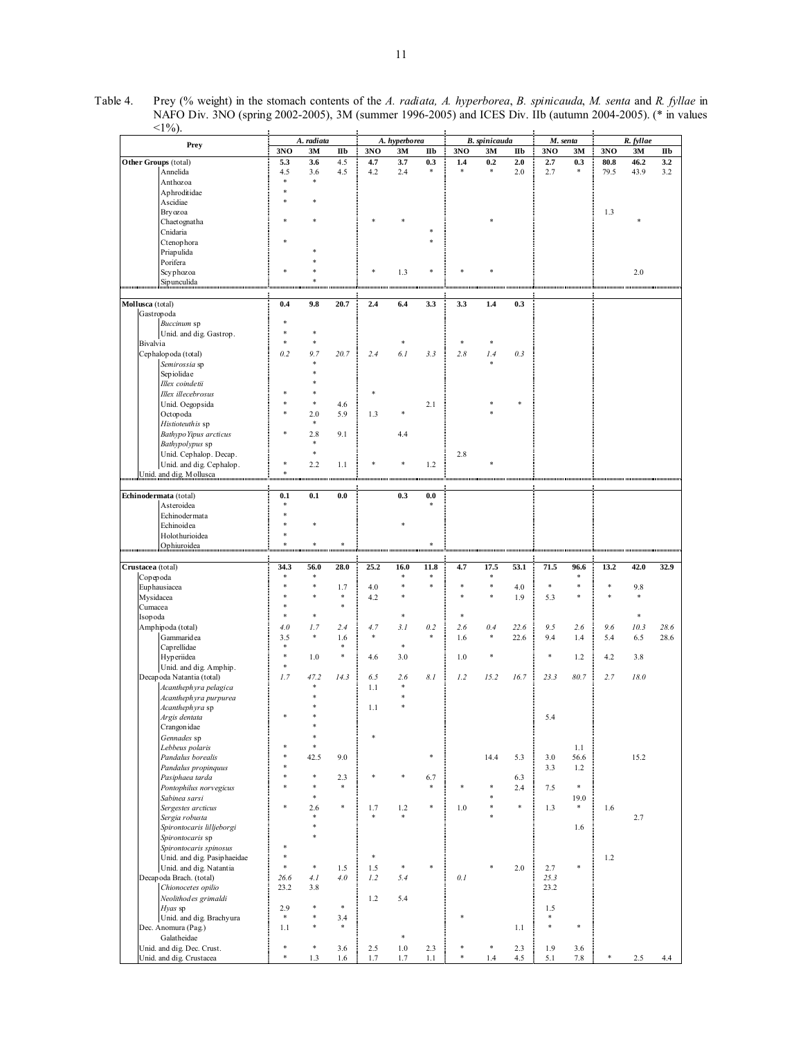Table 4. Prey (% weight) in the stomach contents of the *A. radiata, A. hyperborea*, *B. spinicauda*, *M. senta* and *R. fyllae* in NAFO Div. 3NO (spring 2002-2005), 3M (summer 1996-2005) and ICES Div. IIb (autumn 2004-2005). (* in values <1%).

| Prey | *A. radiata* | | | *A. hyperborea* | | | *B. spinicauda* | | | *M. senta* | | *R. fyllae* | | |
|---|---|---|---|---|---|---|---|---|---|---|---|---|---|---|
| | **3NO** | **3M** | **IIb** | **3NO** | **3M** | **IIb** | **3NO** | **3M** | **IIb** | **3NO** | **3M** | **3NO** | **3M** | **IIb** |
| **Other Groups** (total) | **5.3** | **3.6** | **4.5** | **4.7** | **3.7** | **0.3** | **1.4** | **0.2** | **2.0** | **2.7** | **0.3** | **80.8** | **46.2** | **3.2** |
| Annelida | 4.5 | 3.6 | 4.5 | 4.2 | 2.4 | * | * | * | 2.0 | 2.7 | * | 79.5 | 43.9 | 3.2 |
| Anthozoa | * | * | | | | | | | | | | | | |
| Aphroditidae | * | | | | | | | | | | | | | |
| Ascidiae | * | * | | | | | | | | | | | | |
| Bryozoa | | | | | | | | | | | | 1.3 | | |
| Chaetognatha | * | * | | * | * | | | * | | | | | * | |
| Cnidaria | | | | | | * | | | | | | | | |
| Ctenophora | * | | | | | * | | | | | | | | |
| Priapulida | | * | | | | | | | | | | | | |
| Porifera | | * | | | | | | | | | | | | |
| Scyphozoa | * | * | | * | 1.3 | * | * | * | | | | | 2.0 | |
| Sipunculida | | * | | | | | | | | | | | | |
| **Mollusca** (total) | **0.4** | **9.8** | **20.7** | **2.4** | **6.4** | **3.3** | **3.3** | **1.4** | **0.3** | | | | | |
| Gastropoda | | | | | | | | | | | | | | |
| *Buccinum* sp | * | | | | | | | | | | | | | |
| Unid. and dig. Gastrop. | * | * | | | | | | | | | | | | |
| Bivalvia | * | * | | | * | | * | * | | | | | | |
| Cephalopoda (total) | *0.2* | *9.7* | *20.7* | *2.4* | *6.1* | *3.3* | *2.8* | *1.4* | *0.3* | | | | | |
| *Semirossia* sp | | * | | | | | | * | | | | | | |
| Sepiolidae | | * | | | | | | | | | | | | |
| *Illex coindetii* | | * | | | | | | | | | | | | |
| *Illex illecebrosus* | * | * | | * | | | | | | | | | | |
| Unid. Oegopsida | * | * | 4.6 | | | 2.1 | | * | * | | | | | |
| Octopoda | * | 2.0 | 5.9 | 1.3 | * | | | * | | | | | | |
| *Histioteuthis* sp | | * | | | | | | | | | | | | |
| *BathypoYipus arcticus* | * | 2.8 | 9.1 | | 4.4 | | | | | | | | | |
| *Bathypolypus* sp | | * | | | | | | | | | | | | |
| Unid. Cephalop. Decap. | | * | | | | | 2.8 | | | | | | | |
| Unid. and dig. Cephalop. | * | 2.2 | 1.1 | * | * | 1.2 | | * | | | | | | |
| Unid. and dig. Mollusca | * | | | | | | | | | | | | | |
| **Echinodermata** (total) | **0.1** | **0.1** | **0.0** | | **0.3** | **0.0** | | | | | | | | |
| Asteroidea | * | | | | | * | | | | | | | | |
| Echinodermata | * | | | | | | | | | | | | | |
| Echinoidea | * | * | | | * | | | | | | | | | |
| Holothurioidea | * | | | | | | | | | | | | | |
| Ophiuroidea | * | * | * | | | * | | | | | | | | |
| **Crustacea** (total) | **34.3** | **56.0** | **28.0** | **25.2** | **16.0** | **11.8** | **4.7** | **17.5** | **53.1** | **71.5** | **96.6** | **13.2** | **42.0** | **32.9** |
| Copepoda | * | * | | | * | * | | * | | | * | | | |
| Euphausiacea | * | * | 1.7 | 4.0 | * | * | * | * | 4.0 | * | * | * | 9.8 | |
| Mysidacea | * | * | * | 4.2 | * | | * | * | 1.9 | 5.3 | * | * | * | |
| Cumacea | * | | * | | | | | | | | | | | |
| Isopoda | * | * | | | * | | * | | | | | | * | |
| Amphipoda (total) | *4.0* | *1.7* | *2.4* | *4.7* | *3.1* | *0.2* | *2.6* | *0.4* | *22.6* | *9.5* | *2.6* | *9.6* | *10.3* | *28.6* |
| Gammaridea | 3.5 | * | 1.6 | * | | * | 1.6 | * | 22.6 | 9.4 | 1.4 | 5.4 | 6.5 | 28.6 |
| Caprellidae | * | | * | | * | | | | | | | | | |
| Hyperiidea | * | 1.0 | * | 4.6 | 3.0 | | 1.0 | * | | * | 1.2 | 4.2 | 3.8 | |
| Unid. and dig. Amphip. | * | | | | | | | | | | | | | |
| Decapoda Natantia (total) | *1.7* | *47.2* | *14.3* | *6.5* | *2.6* | *8.1* | *1.2* | *15.2* | *16.7* | *23.3* | *80.7* | *2.7* | *18.0* | |
| *Acanthephyra pelagica* | | * | | 1.1 | * | | | | | | | | | |
| *Acanthephyra purpurea* | | * | | | * | | | | | | | | | |
| *Acanthephyra* sp | | * | | 1.1 | * | | | | | | | | | |
| *Argis dentata* | * | * | | | | | | | | 5.4 | | | | |
| Crangonidae | | * | | | | | | | | | | | | |
| *Gennades* sp | | * | | * | | | | | | | | | | |
| *Lebbeus polaris* | * | * | | | | | | | | | 1.1 | | | |
| *Pandalus borealis* | * | 42.5 | 9.0 | | | * | | 14.4 | 5.3 | 3.0 | 56.6 | | 15.2 | |
| *Pandalus propinquus* | * | | | | | | | | | 3.3 | 1.2 | | | |
| *Pasiphaea tarda* | * | * | 2.3 | * | * | 6.7 | | | 6.3 | | | | | |
| *Pontophilus norvegicus* | * | * | * | | | * | * | * | 2.4 | 7.5 | * | | | |
| *Sabinea sarsi* | | * | | | | | | * | | | 19.0 | | | |
| *Sergestes arcticus* | * | 2.6 | * | 1.7 | 1.2 | * | 1.0 | * | * | 1.3 | * | 1.6 | | |
| *Sergia robusta* | | * | | * | * | | | * | | | | | 2.7 | |
| *Spirontocaris lilljeborgi* | | * | | | | | | | | | 1.6 | | | |
| *Spirontocaris* sp | | * | | | | | | | | | | | | |
| *Spirontocaris spinosus* | * | | | | | | | | | | | | | |
| Unid. and dig. Pasiphaeidae | * | | | * | | | | | | | | 1.2 | | |
| Unid. and dig. Natantia | * | * | 1.5 | 1.5 | * | * | | * | 2.0 | 2.7 | * | | | |
| Decapoda Brach. (total) | *26.6* | *4.1* | *4.0* | *1.2* | *5.4* | | *0.1* | | | *25.3* | | | | |
| *Chionocetes opilio* | 23.2 | 3.8 | | | | | | | | 23.2 | | | | |
| *Neolithodes grimaldi* | | | | 1.2 | 5.4 | | | | | | | | | |
| *Hyas* sp | 2.9 | * | * | | | | | | | 1.5 | | | | |
| Unid. and dig. Brachyura | * | * | 3.4 | | | | * | | | * | | | | |
| Dec. Anomura (Pag.) | 1.1 | * | * | | | | | | 1.1 | * | * | | | |
| Galatheidae | | | | | * | | | | | | | | | |
| Unid. and dig. Dec. Crust. | * | * | 3.6 | 2.5 | 1.0 | 2.3 | * | * | 2.3 | 1.9 | 3.6 | | | |
| Unid. and dig. Crustacea | * | 1.3 | 1.6 | 1.7 | 1.7 | 1.1 | * | 1.4 | 4.5 | 5.1 | 7.8 | * | 2.5 | 4.4 |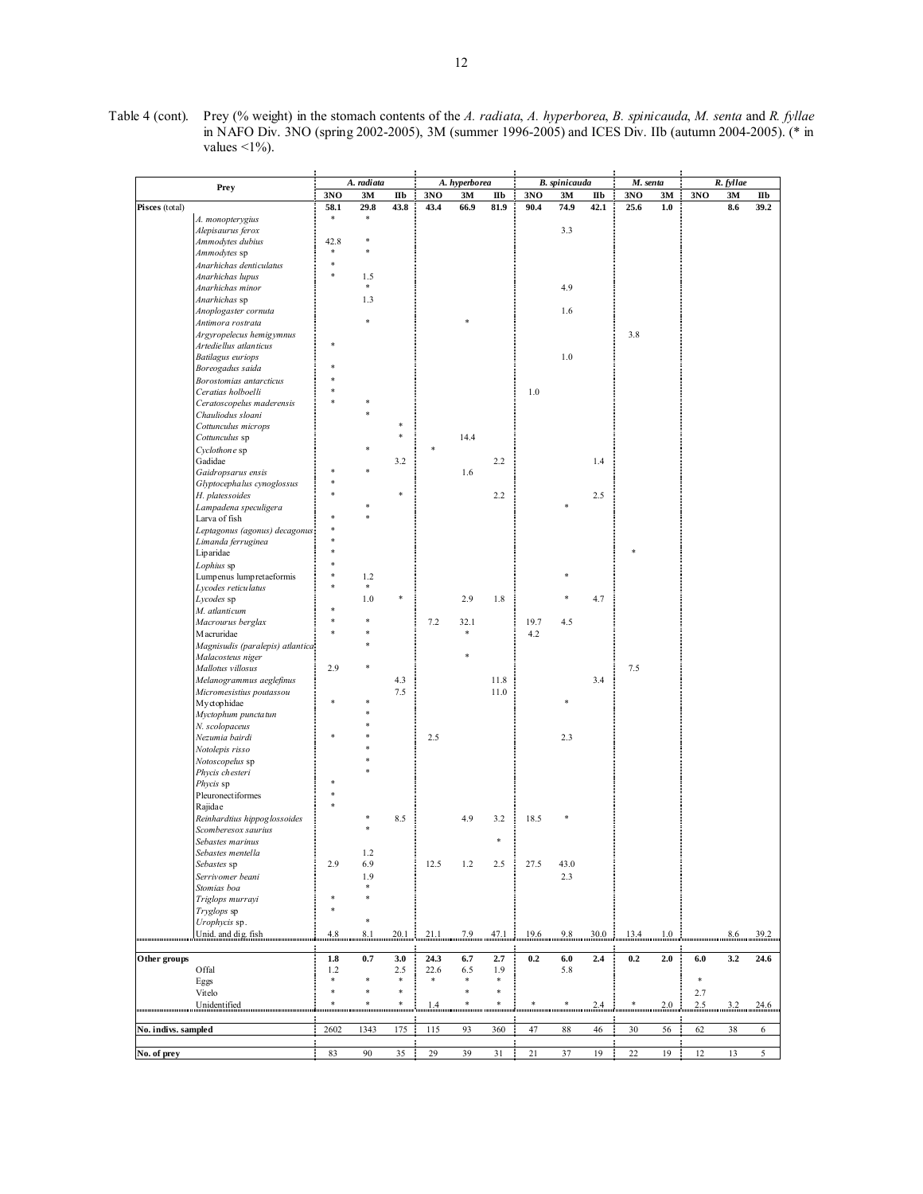Table 4 (cont). Prey (% weight) in the stomach contents of the *A. radiata*, *A. hyperborea*, *B. spinicauda*, *M. senta* and *R. fyllae* in NAFO Div. 3NO (spring 2002-2005), 3M (summer 1996-2005) and ICES Div. IIb (autumn 2004-2005). (* in values <1%).

| Prey | | *A. radiata* | | | *A. hyperborea* | | | *B. spinicauda* | | | *M. senta* | | *R. fyllae* | | |
|---|---|---|---|---|---|---|---|---|---|---|---|---|---|---|---|
| | | 3NO | 3M | IIb | 3NO | 3M | IIb | 3NO | 3M | IIb | 3NO | 3M | 3NO | 3M | IIb |
| **Pisces** (total) | | **58.1** | **29.8** | **43.8** | **43.4** | **66.9** | **81.9** | **90.4** | **74.9** | **42.1** | **25.6** | **1.0** | | **8.6** | **39.2** |
| | *A. monopterygius* | * | * | | | | | | | | | | | | |
| | *Alepisaurus ferox* | | | | | | | | 3.3 | | | | | | |
| | *Ammodytes dubius* | 42.8 | * | | | | | | | | | | | | |
| | *Ammodytes* sp | * | * | | | | | | | | | | | | |
| | *Anarhichas denticulatus* | * | | | | | | | | | | | | | |
| | *Anarhichas lupus* | * | 1.5 | | | | | | | | | | | | |
| | *Anarhichas minor* | | * | | | | | | 4.9 | | | | | | |
| | *Anarhichas* sp | | 1.3 | | | | | | | | | | | | |
| | *Anoplogaster cornuta* | | | | | | | | 1.6 | | | | | | |
| | *Antimora rostrata* | | * | | | * | | | | | | | | | |
| | *Argyropelecus hemigymnus* | | | | | | | | | | 3.8 | | | | |
| | *Artediellus atlanticus* | * | | | | | | | | | | | | | |
| | *Batilagus euriops* | | | | | | | | 1.0 | | | | | | |
| | *Boreogadus saida* | * | | | | | | | | | | | | | |
| | *Borostomias antarcticus* | * | | | | | | | | | | | | | |
| | *Ceratias holboelli* | * | | | | | | 1.0 | | | | | | | |
| | *Ceratoscopelus maderensis* | * | * | | | | | | | | | | | | |
| | *Chauliodus sloani* | | * | | | | | | | | | | | | |
| | *Cottunculus microps* | | | * | | | | | | | | | | | |
| | *Cottunculus* sp | | | * | | 14.4 | | | | | | | | | |
| | *Cyclothone* sp | | * | | * | | | | | | | | | | |
| | Gadidae | | | 3.2 | | | 2.2 | | | 1.4 | | | | | |
| | *Gaidropsarus ensis* | * | * | | | 1.6 | | | | | | | | | |
| | *Glyptocephalus cynoglossus* | * | | | | | | | | | | | | | |
| | *H. platessoides* | * | | * | | | 2.2 | | | 2.5 | | | | | |
| | *Lampadena speculigera* | | * | | | | | | * | | | | | | |
| | Larva of fish | * | * | | | | | | | | | | | | |
| | *Leptagonus (agonus) decagonus* | * | | | | | | | | | | | | | |
| | *Limanda ferruginea* | * | | | | | | | | | | | | | |
| | Liparidae | * | | | | | | | | | * | | | | |
| | *Lophius* sp | * | | | | | | | | | | | | | |
| | Lumpenus lumpretaeformis | * | 1.2 | | | | | | * | | | | | | |
| | *Lycodes reticulatus* | * | * | | | | | | | | | | | | |
| | *Lycodes* sp | | 1.0 | * | | 2.9 | 1.8 | | * | 4.7 | | | | | |
| | *M. atlanticum* | * | | | | | | | | | | | | | |
| | *Macrourus berglax* | * | * | | 7.2 | 32.1 | | 19.7 | 4.5 | | | | | | |
| | Macruridae | * | * | | | * | | 4.2 | | | | | | | |
| | *Magnisudis (paralepis) atlantica* | | * | | | | | | | | | | | | |
| | *Malacosteus niger* | | | | | * | | | | | | | | | |
| | *Mallotus villosus* | 2.9 | * | | | | | | | | 7.5 | | | | |
| | *Melanogrammus aeglefinus* | | | 4.3 | | | 11.8 | | | 3.4 | | | | | |
| | *Micromesistius poutassou* | | | 7.5 | | | 11.0 | | | | | | | | |
| | Myctophidae | * | * | | | | | | * | | | | | | |
| | *Myctophum punctatum* | | * | | | | | | | | | | | | |
| | *N. scolopaceus* | | * | | | | | | | | | | | | |
| | *Nezumia bairdi* | * | * | | 2.5 | | | | 2.3 | | | | | | |
| | *Notolepis risso* | | * | | | | | | | | | | | | |
| | *Notoscopelus* sp | | * | | | | | | | | | | | | |
| | *Phycis chesteri* | | * | | | | | | | | | | | | |
| | *Phycis* sp | * | | | | | | | | | | | | | |
| | Pleuronectiformes | * | | | | | | | | | | | | | |
| | Rajidae | * | | | | | | | | | | | | | |
| | *Reinhardtius hippoglossoides* | | * | 8.5 | | 4.9 | 3.2 | 18.5 | * | | | | | | |
| | *Scomberesox saurius* | | * | | | | | | | | | | | | |
| | *Sebastes marinus* | | | | | | * | | | | | | | | |
| | *Sebastes mentella* | | 1.2 | | | | | | | | | | | | |
| | *Sebastes* sp | 2.9 | 6.9 | | 12.5 | 1.2 | 2.5 | 27.5 | 43.0 | | | | | | |
| | *Serrivomer beani* | | 1.9 | | | | | | 2.3 | | | | | | |
| | *Stomias boa* | | * | | | | | | | | | | | | |
| | *Triglops murrayi* | * | * | | | | | | | | | | | | |
| | *Tryglops* sp | * | | | | | | | | | | | | | |
| | *Urophycis* sp. | | * | | | | | | | | | | | | |
| | Unid. and dig. fish | 4.8 | 8.1 | 20.1 | 21.1 | 7.9 | 47.1 | 19.6 | 9.8 | 30.0 | 13.4 | 1.0 | | 8.6 | 39.2 |
| **Other groups** | | **1.8** | **0.7** | **3.0** | **24.3** | **6.7** | **2.7** | **0.2** | **6.0** | **2.4** | **0.2** | **2.0** | **6.0** | **3.2** | **24.6** |
| | Offal | 1.2 | | 2.5 | 22.6 | 6.5 | 1.9 | | 5.8 | | | | | | |
| | Eggs | * | * | * | * | * | * | | | | | | * | | |
| | Vitelo | * | * | * | | * | * | | | | | | 2.7 | | |
| | Unidentified | * | * | * | 1.4 | * | * | * | * | 2.4 | * | 2.0 | 2.5 | 3.2 | 24.6 |
| **No. indivs. sampled** | | 2602 | 1343 | 175 | 115 | 93 | 360 | 47 | 88 | 46 | 30 | 56 | 62 | 38 | 6 |
| **No. of prey** | | 83 | 90 | 35 | 29 | 39 | 31 | 21 | 37 | 19 | 22 | 19 | 12 | 13 | 5 |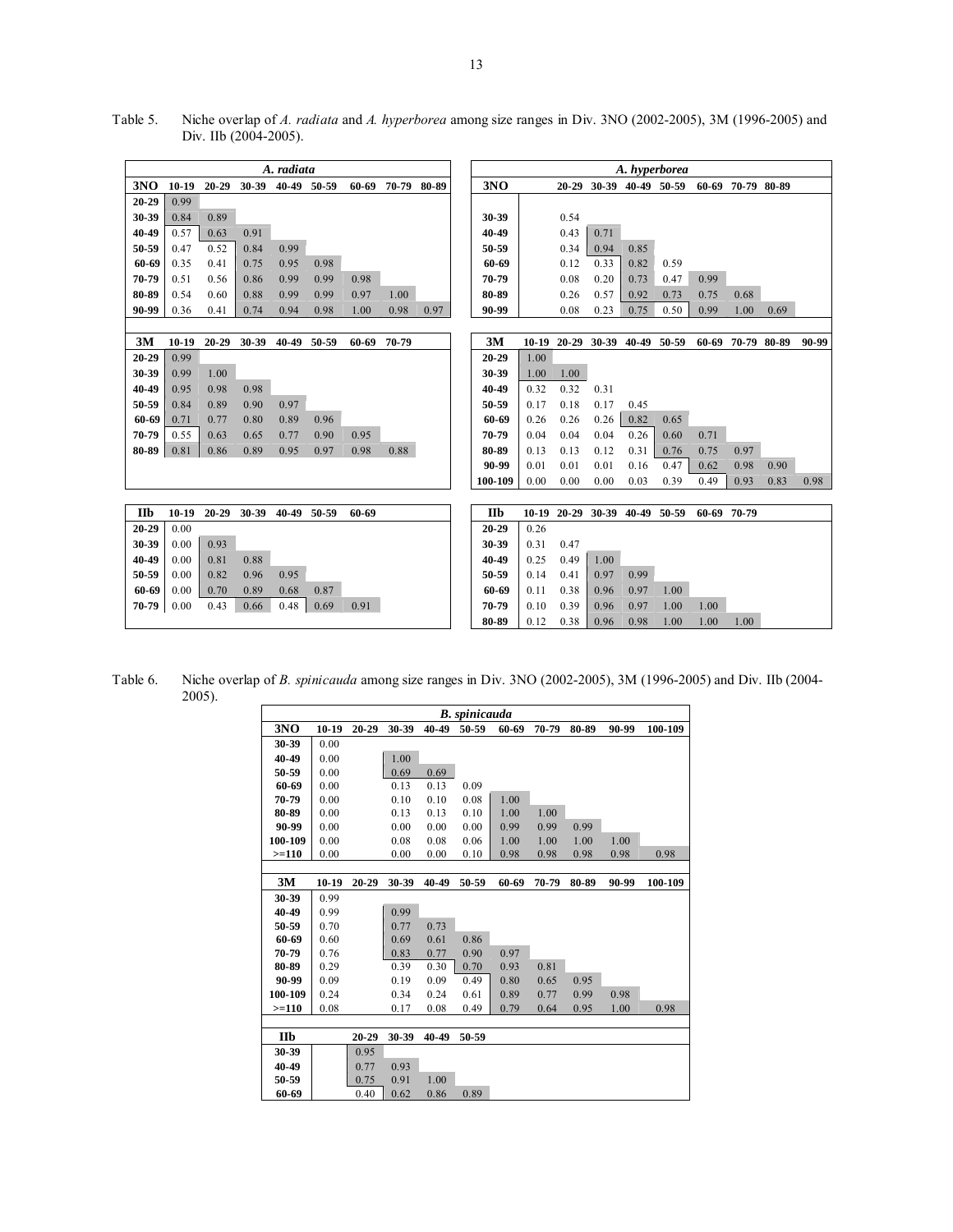Table 5. Niche overlap of *A. radiata* and *A. hyperborea* among size ranges in Div. 3NO (2002-2005), 3M (1996-2005) and Div. IIb (2004-2005).

***A. radiata***

| 3NO | 10-19 | 20-29 | 30-39 | 40-49 | 50-59 | 60-69 | 70-79 | 80-89 |
|---|---|---|---|---|---|---|---|---|
| 20-29 | 0.99 | | | | | | | |
| 30-39 | 0.84 | 0.89 | | | | | | |
| 40-49 | 0.57 | 0.63 | 0.91 | | | | | |
| 50-59 | 0.47 | 0.52 | 0.84 | 0.99 | | | | |
| 60-69 | 0.35 | 0.41 | 0.75 | 0.95 | 0.98 | | | |
| 70-79 | 0.51 | 0.56 | 0.86 | 0.99 | 0.99 | 0.98 | | |
| 80-89 | 0.54 | 0.60 | 0.88 | 0.99 | 0.99 | 0.97 | 1.00 | |
| 90-99 | 0.36 | 0.41 | 0.74 | 0.94 | 0.98 | 1.00 | 0.98 | 0.97 |

| 3M | 10-19 | 20-29 | 30-39 | 40-49 | 50-59 | 60-69 | 70-79 |
|---|---|---|---|---|---|---|---|
| 20-29 | 0.99 | | | | | | |
| 30-39 | 0.99 | 1.00 | | | | | |
| 40-49 | 0.95 | 0.98 | 0.98 | | | | |
| 50-59 | 0.84 | 0.89 | 0.90 | 0.97 | | | |
| 60-69 | 0.71 | 0.77 | 0.80 | 0.89 | 0.96 | | |
| 70-79 | 0.55 | 0.63 | 0.65 | 0.77 | 0.90 | 0.95 | |
| 80-89 | 0.81 | 0.86 | 0.89 | 0.95 | 0.97 | 0.98 | 0.88 |

| IIb | 10-19 | 20-29 | 30-39 | 40-49 | 50-59 | 60-69 |
|---|---|---|---|---|---|---|
| 20-29 | 0.00 | | | | | |
| 30-39 | 0.00 | 0.93 | | | | |
| 40-49 | 0.00 | 0.81 | 0.88 | | | |
| 50-59 | 0.00 | 0.82 | 0.96 | 0.95 | | |
| 60-69 | 0.00 | 0.70 | 0.89 | 0.68 | 0.87 | |
| 70-79 | 0.00 | 0.43 | 0.66 | 0.48 | 0.69 | 0.91 |

***A. hyperborea***

| 3NO | 20-29 | 30-39 | 40-49 | 50-59 | 60-69 | 70-79 | 80-89 |
|---|---|---|---|---|---|---|---|
| 30-39 | 0.54 | | | | | | |
| 40-49 | 0.43 | 0.71 | | | | | |
| 50-59 | 0.34 | 0.94 | 0.85 | | | | |
| 60-69 | 0.12 | 0.33 | 0.82 | 0.59 | | | |
| 70-79 | 0.08 | 0.20 | 0.73 | 0.47 | 0.99 | | |
| 80-89 | 0.26 | 0.57 | 0.92 | 0.73 | 0.75 | 0.68 | |
| 90-99 | 0.08 | 0.23 | 0.75 | 0.50 | 0.99 | 1.00 | 0.69 |

| 3M | 10-19 | 20-29 | 30-39 | 40-49 | 50-59 | 60-69 | 70-79 | 80-89 | 90-99 |
|---|---|---|---|---|---|---|---|---|---|
| 20-29 | 1.00 | | | | | | | | |
| 30-39 | 1.00 | 1.00 | | | | | | | |
| 40-49 | 0.32 | 0.32 | 0.31 | | | | | | |
| 50-59 | 0.17 | 0.18 | 0.17 | 0.45 | | | | | |
| 60-69 | 0.26 | 0.26 | 0.26 | 0.82 | 0.65 | | | | |
| 70-79 | 0.04 | 0.04 | 0.04 | 0.26 | 0.60 | 0.71 | | | |
| 80-89 | 0.13 | 0.13 | 0.12 | 0.31 | 0.76 | 0.75 | 0.97 | | |
| 90-99 | 0.01 | 0.01 | 0.01 | 0.16 | 0.47 | 0.62 | 0.98 | 0.90 | |
| 100-109 | 0.00 | 0.00 | 0.00 | 0.03 | 0.39 | 0.49 | 0.93 | 0.83 | 0.98 |

| IIb | 10-19 | 20-29 | 30-39 | 40-49 | 50-59 | 60-69 | 70-79 |
|---|---|---|---|---|---|---|---|
| 20-29 | 0.26 | | | | | | |
| 30-39 | 0.31 | 0.47 | | | | | |
| 40-49 | 0.25 | 0.49 | 1.00 | | | | |
| 50-59 | 0.14 | 0.41 | 0.97 | 0.99 | | | |
| 60-69 | 0.11 | 0.38 | 0.96 | 0.97 | 1.00 | | |
| 70-79 | 0.10 | 0.39 | 0.96 | 0.97 | 1.00 | 1.00 | |
| 80-89 | 0.12 | 0.38 | 0.96 | 0.98 | 1.00 | 1.00 | 1.00 |

Table 6. Niche overlap of *B. spinicauda* among size ranges in Div. 3NO (2002-2005), 3M (1996-2005) and Div. IIb (2004-2005).

***B. spinicauda***

| 3NO | 10-19 | 20-29 | 30-39 | 40-49 | 50-59 | 60-69 | 70-79 | 80-89 | 90-99 | 100-109 |
|---|---|---|---|---|---|---|---|---|---|---|
| 30-39 | 0.00 | | | | | | | | | |
| 40-49 | 0.00 | | 1.00 | | | | | | | |
| 50-59 | 0.00 | | 0.69 | 0.69 | | | | | | |
| 60-69 | 0.00 | | 0.13 | 0.13 | 0.09 | | | | | |
| 70-79 | 0.00 | | 0.10 | 0.10 | 0.08 | 1.00 | | | | |
| 80-89 | 0.00 | | 0.13 | 0.13 | 0.10 | 1.00 | 1.00 | | | |
| 90-99 | 0.00 | | 0.00 | 0.00 | 0.00 | 0.99 | 0.99 | 0.99 | | |
| 100-109 | 0.00 | | 0.08 | 0.08 | 0.06 | 1.00 | 1.00 | 1.00 | 1.00 | |
| >=110 | 0.00 | | 0.00 | 0.00 | 0.10 | 0.98 | 0.98 | 0.98 | 0.98 | 0.98 |

| 3M | 10-19 | 20-29 | 30-39 | 40-49 | 50-59 | 60-69 | 70-79 | 80-89 | 90-99 | 100-109 |
|---|---|---|---|---|---|---|---|---|---|---|
| 30-39 | 0.99 | | | | | | | | | |
| 40-49 | 0.99 | | 0.99 | | | | | | | |
| 50-59 | 0.70 | | 0.77 | 0.73 | | | | | | |
| 60-69 | 0.60 | | 0.69 | 0.61 | 0.86 | | | | | |
| 70-79 | 0.76 | | 0.83 | 0.77 | 0.90 | 0.97 | | | | |
| 80-89 | 0.29 | | 0.39 | 0.30 | 0.70 | 0.93 | 0.81 | | | |
| 90-99 | 0.09 | | 0.19 | 0.09 | 0.49 | 0.80 | 0.65 | 0.95 | | |
| 100-109 | 0.24 | | 0.34 | 0.24 | 0.61 | 0.89 | 0.77 | 0.99 | 0.98 | |
| >=110 | 0.08 | | 0.17 | 0.08 | 0.49 | 0.79 | 0.64 | 0.95 | 1.00 | 0.98 |

| IIb | 20-29 | 30-39 | 40-49 | 50-59 |
|---|---|---|---|---|
| 30-39 | 0.95 | | | |
| 40-49 | 0.77 | 0.93 | | |
| 50-59 | 0.75 | 0.91 | 1.00 | |
| 60-69 | 0.40 | 0.62 | 0.86 | 0.89 |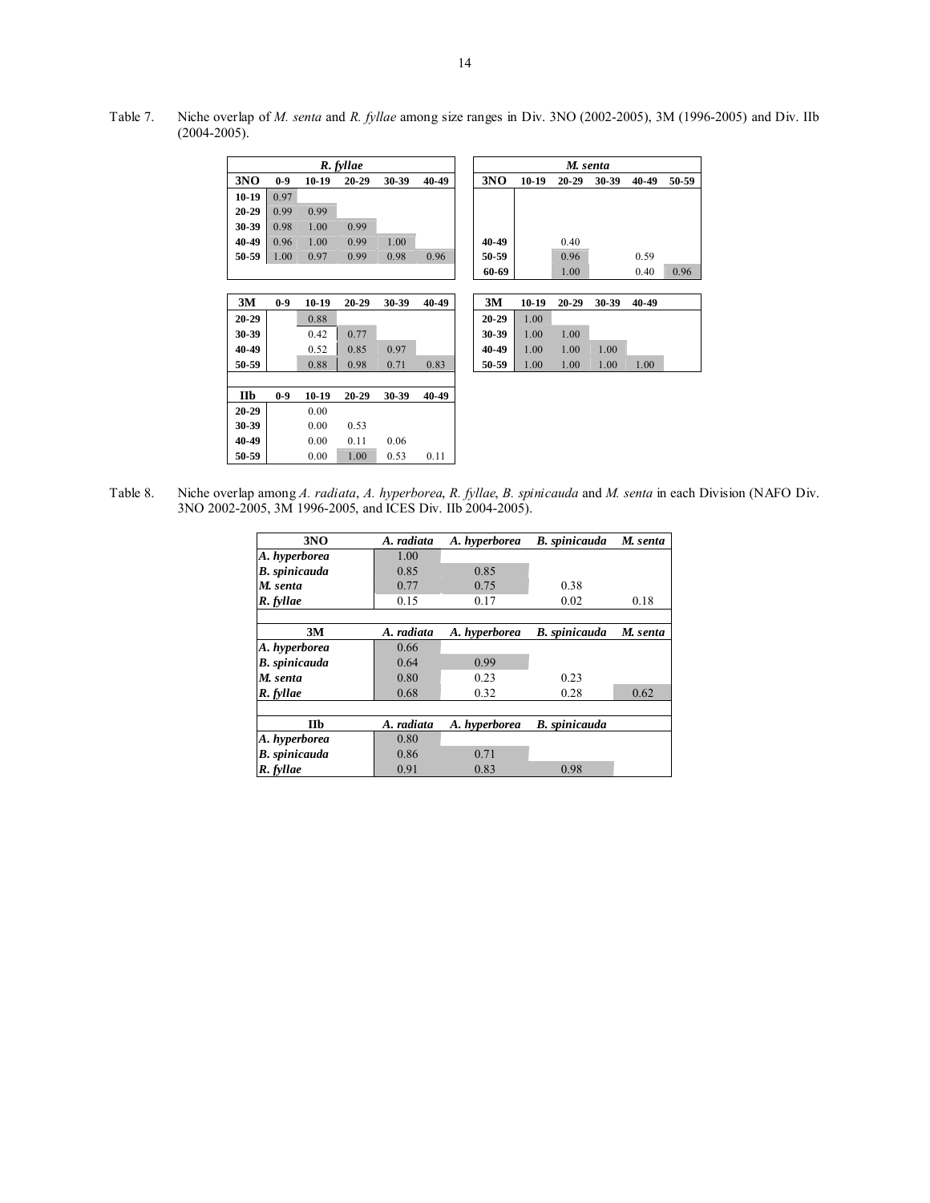Table 7. Niche overlap of *M. senta* and *R. fyllae* among size ranges in Div. 3NO (2002-2005), 3M (1996-2005) and Div. IIb (2004-2005).

***R. fyllae***

| 3NO | 0-9 | 10-19 | 20-29 | 30-39 | 40-49 |
|---|---|---|---|---|---|
| 10-19 | 0.97 | | | | |
| 20-29 | 0.99 | 0.99 | | | |
| 30-39 | 0.98 | 1.00 | 0.99 | | |
| 40-49 | 0.96 | 1.00 | 0.99 | 1.00 | |
| 50-59 | 1.00 | 0.97 | 0.99 | 0.98 | 0.96 |

| 3M | 0-9 | 10-19 | 20-29 | 30-39 | 40-49 |
|---|---|---|---|---|---|
| 20-29 | | 0.88 | | | |
| 30-39 | | 0.42 | 0.77 | | |
| 40-49 | | 0.52 | 0.85 | 0.97 | |
| 50-59 | | 0.88 | 0.98 | 0.71 | 0.83 |

| IIb | 0-9 | 10-19 | 20-29 | 30-39 | 40-49 |
|---|---|---|---|---|---|
| 20-29 | | 0.00 | | | |
| 30-39 | | 0.00 | 0.53 | | |
| 40-49 | | 0.00 | 0.11 | 0.06 | |
| 50-59 | | 0.00 | 1.00 | 0.53 | 0.11 |

***M. senta***

| 3NO | 10-19 | 20-29 | 30-39 | 40-49 | 50-59 |
|---|---|---|---|---|---|
| 40-49 | | 0.40 | | | |
| 50-59 | | 0.96 | | 0.59 | |
| 60-69 | | 1.00 | | 0.40 | 0.96 |

| 3M | 10-19 | 20-29 | 30-39 | 40-49 |
|---|---|---|---|---|
| 20-29 | 1.00 | | | |
| 30-39 | 1.00 | 1.00 | | |
| 40-49 | 1.00 | 1.00 | 1.00 | |
| 50-59 | 1.00 | 1.00 | 1.00 | 1.00 |

Table 8. Niche overlap among *A. radiata*, *A. hyperborea*, *R. fyllae*, *B. spinicauda* and *M. senta* in each Division (NAFO Div. 3NO 2002-2005, 3M 1996-2005, and ICES Div. IIb 2004-2005).

| 3NO | *A. radiata* | *A. hyperborea* | *B. spinicauda* | *M. senta* |
|---|---|---|---|---|
| *A. hyperborea* | 1.00 | | | |
| *B. spinicauda* | 0.85 | 0.85 | | |
| *M. senta* | 0.77 | 0.75 | 0.38 | |
| *R. fyllae* | 0.15 | 0.17 | 0.02 | 0.18 |

| 3M | *A. radiata* | *A. hyperborea* | *B. spinicauda* | *M. senta* |
|---|---|---|---|---|
| *A. hyperborea* | 0.66 | | | |
| *B. spinicauda* | 0.64 | 0.99 | | |
| *M. senta* | 0.80 | 0.23 | 0.23 | |
| *R. fyllae* | 0.68 | 0.32 | 0.28 | 0.62 |

| IIb | *A. radiata* | *A. hyperborea* | *B. spinicauda* |
|---|---|---|---|
| *A. hyperborea* | 0.80 | | |
| *B. spinicauda* | 0.86 | 0.71 | |
| *R. fyllae* | 0.91 | 0.83 | 0.98 |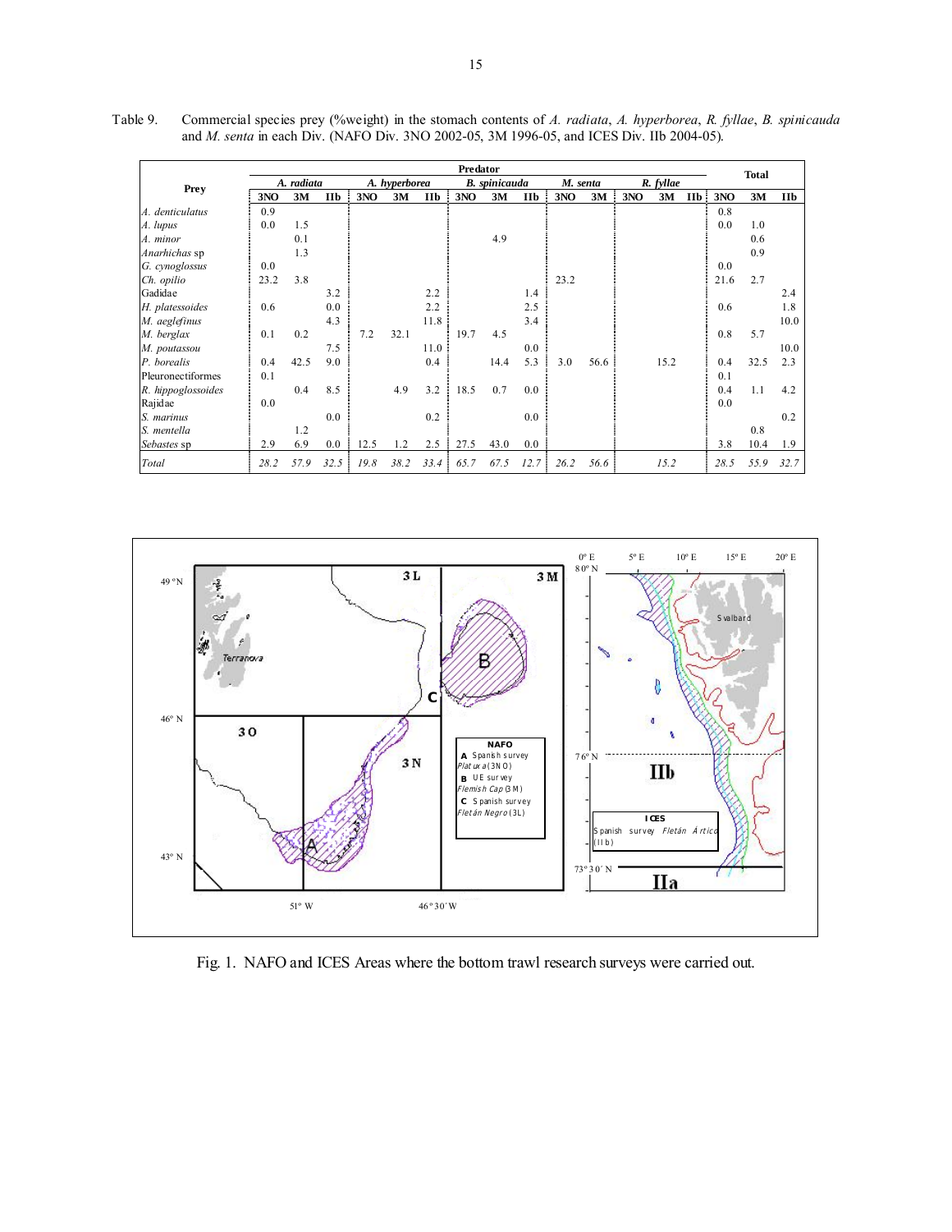Table 9. Commercial species prey (%weight) in the stomach contents of *A. radiata*, *A. hyperborea*, *R. fyllae*, *B. spinicauda* and *M. senta* in each Div. (NAFO Div. 3NO 2002-05, 3M 1996-05, and ICES Div. IIb 2004-05).

| Prey | Predator | | | | | | | | | | | | | | | Total | | |
|---|---|---|---|---|---|---|---|---|---|---|---|---|---|---|---|---|---|---|
| | *A. radiata* | | | *A. hyperborea* | | | *B. spinicauda* | | | *M. senta* | | *R. fyllae* | | | | | |
| | 3NO | 3M | IIb | 3NO | 3M | IIb | 3NO | 3M | IIb | 3NO | 3M | 3NO | 3M | IIb | 3NO | 3M | IIb |
| *A. denticulatus* | 0.9 | | | | | | | | | | | | | | 0.8 | | |
| *A. lupus* | 0.0 | 1.5 | | | | | | | | | | | | | 0.0 | 1.0 | |
| *A. minor* | | 0.1 | | | | | | 4.9 | | | | | | | | 0.6 | |
| *Anarhichas* sp | | 1.3 | | | | | | | | | | | | | | 0.9 | |
| *G. cynoglossus* | 0.0 | | | | | | | | | | | | | | 0.0 | | |
| *Ch. opilio* | 23.2 | 3.8 | | | | | | | | 23.2 | | | | | 21.6 | 2.7 | |
| Gadidae | | | 3.2 | | | 2.2 | | | 1.4 | | | | | | | | 2.4 |
| *H. platessoides* | 0.6 | | 0.0 | | | 2.2 | | | 2.5 | | | | | | 0.6 | | 1.8 |
| *M. aeglefinus* | | | 4.3 | | | 11.8 | | | 3.4 | | | | | | | | 10.0 |
| *M. berglax* | 0.1 | 0.2 | | 7.2 | 32.1 | | 19.7 | 4.5 | | | | | | | 0.8 | 5.7 | |
| *M. poutassou* | | | 7.5 | | | 11.0 | | | 0.0 | | | | | | | | 10.0 |
| *P. borealis* | 0.4 | 42.5 | 9.0 | | | 0.4 | | 14.4 | 5.3 | 3.0 | 56.6 | | 15.2 | | 0.4 | 32.5 | 2.3 |
| Pleuronectiformes | 0.1 | | | | | | | | | | | | | | 0.1 | | |
| *R. hippoglossoides* | | 0.4 | 8.5 | | 4.9 | 3.2 | 18.5 | 0.7 | 0.0 | | | | | | 0.4 | 1.1 | 4.2 |
| Rajidae | 0.0 | | | | | | | | | | | | | | 0.0 | | |
| *S. marinus* | | | 0.0 | | | 0.2 | | | 0.0 | | | | | | | | 0.2 |
| *S. mentella* | | 1.2 | | | | | | | | | | | | | | 0.8 | |
| *Sebastes* sp | 2.9 | 6.9 | 0.0 | 12.5 | 1.2 | 2.5 | 27.5 | 43.0 | 0.0 | | | | | | 3.8 | 10.4 | 1.9 |
| *Total* | *28.2* | *57.9* | *32.5* | *19.8* | *38.2* | *33.4* | *65.7* | *67.5* | *12.7* | *26.2* | *56.6* | | *15.2* | | *28.5* | *55.9* | *32.7* |

Fig. 1. NAFO and ICES Areas where the bottom trawl research surveys were carried out.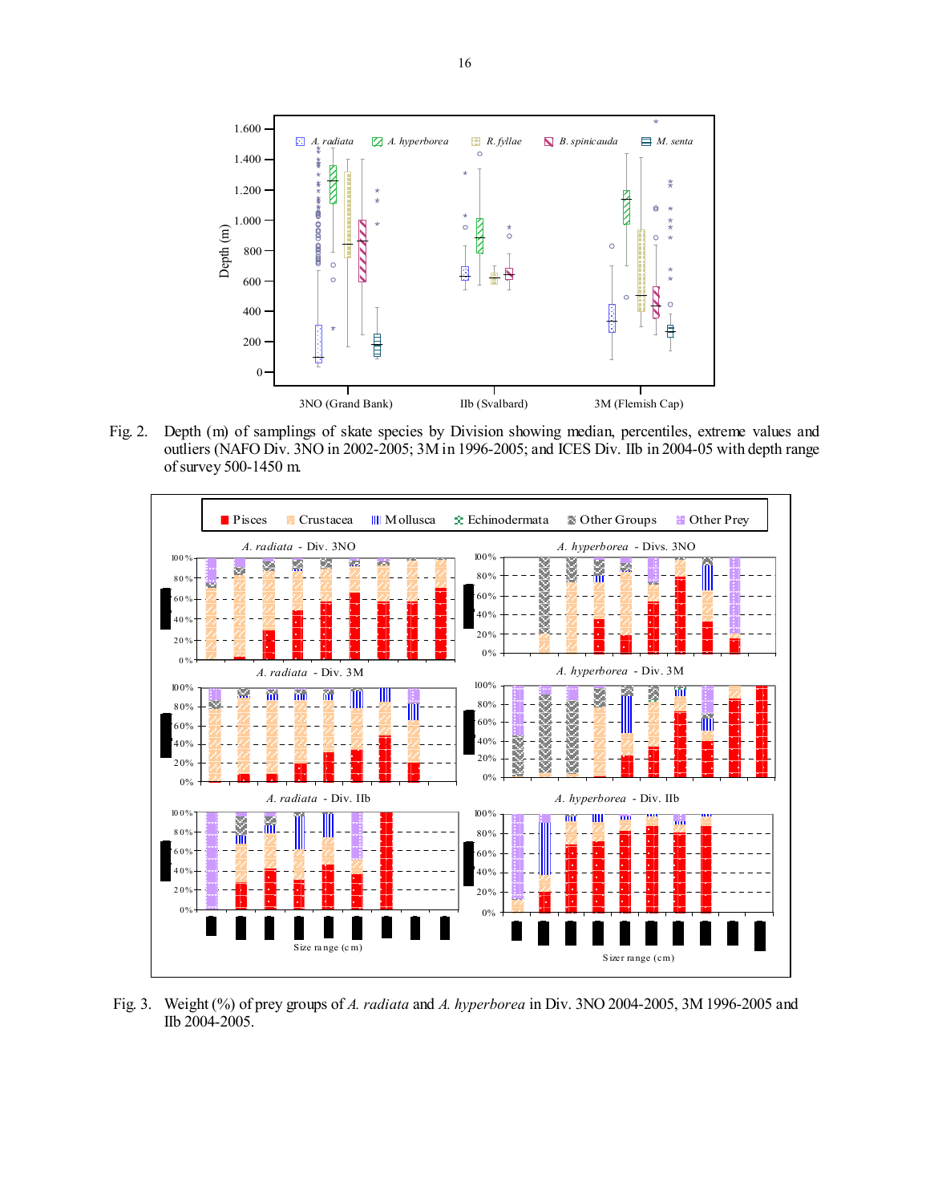Fig. 2. Depth (m) of samplings of skate species by Division showing median, percentiles, extreme values and outliers (NAFO Div. 3NO in 2002-2005; 3M in 1996-2005; and ICES Div. IIb in 2004-05 with depth range of survey 500-1450 m.

Fig. 3. Weight (%) of prey groups of *A. radiata* and *A. hyperborea* in Div. 3NO 2004-2005, 3M 1996-2005 and IIb 2004-2005.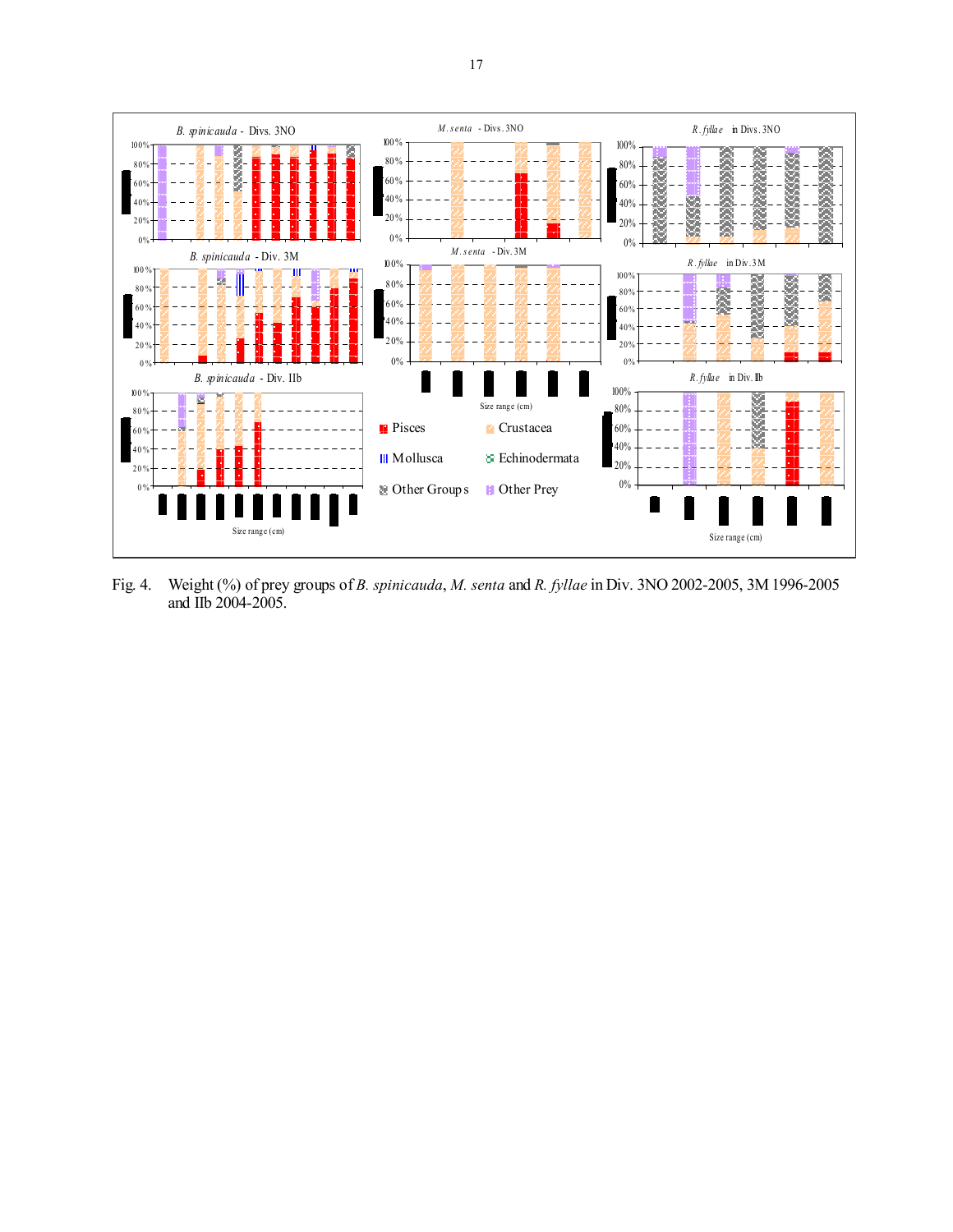B. spinicauda - Divs. 3NO

M. senta - Divs. 3NO

R. fyllae in Divs. 3NO

B. spinicauda - Div. 3M

M. senta - Div. 3M

R. fyllae in Div. 3M

B. spinicauda - Div. IIb

R. fyllae in Div. IIb

0% 20% 40% 60% 80% 100%

Size range (cm)

Pisces

Crustacea

Mollusca

Echinodermata

Other Groups

Other Prey

Fig. 4. Weight (%) of prey groups of *B. spinicauda*, *M. senta* and *R. fyllae* in Div. 3NO 2002-2005, 3M 1996-2005 and IIb 2004-2005.